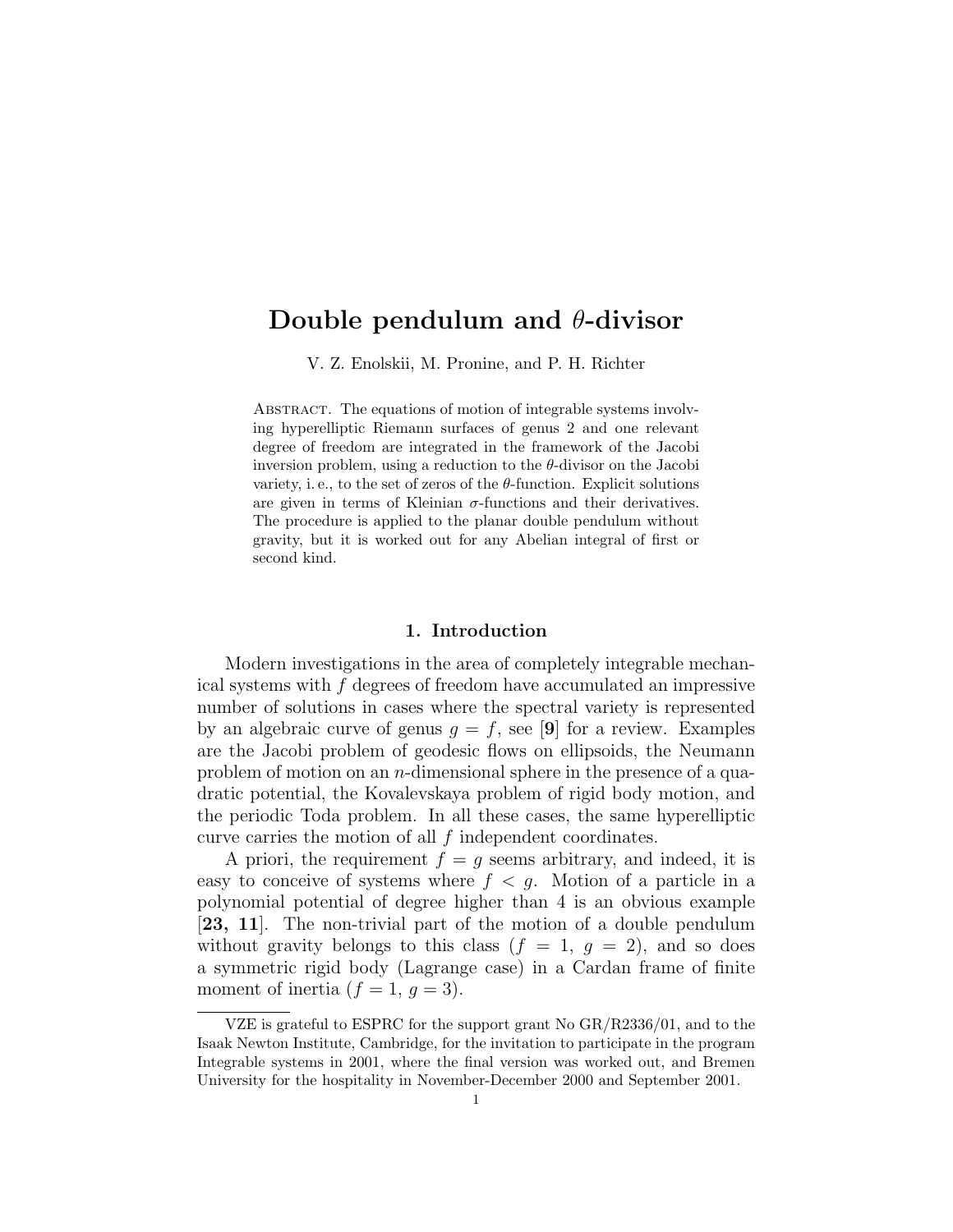# Double pendulum and $\theta$-divisor

V. Z. Enolskii, M. Pronine, and P. H. Richter

Abstract. The equations of motion of integrable systems involving hyperelliptic Riemann surfaces of genus 2 and one relevant degree of freedom are integrated in the framework of the Jacobi inversion problem, using a reduction to the $\theta$-divisor on the Jacobi variety, i. e., to the set of zeros of the $\theta$-function. Explicit solutions are given in terms of Kleinian $\sigma$-functions and their derivatives. The procedure is applied to the planar double pendulum without gravity, but it is worked out for any Abelian integral of first or second kind.

## 1. Introduction

Modern investigations in the area of completely integrable mechanical systems with $f$ degrees of freedom have accumulated an impressive number of solutions in cases where the spectral variety is represented by an algebraic curve of genus $g = f$, see [**9**] for a review. Examples are the Jacobi problem of geodesic flows on ellipsoids, the Neumann problem of motion on an $n$-dimensional sphere in the presence of a quadratic potential, the Kovalevskaya problem of rigid body motion, and the periodic Toda problem. In all these cases, the same hyperelliptic curve carries the motion of all $f$ independent coordinates.

A priori, the requirement $f = g$ seems arbitrary, and indeed, it is easy to conceive of systems where $f < g$. Motion of a particle in a polynomial potential of degree higher than 4 is an obvious example [**23, 11**]. The non-trivial part of the motion of a double pendulum without gravity belongs to this class ($f = 1$, $g = 2$), and so does a symmetric rigid body (Lagrange case) in a Cardan frame of finite moment of inertia ($f = 1$, $g = 3$).

---

VZE is grateful to ESPRC for the support grant No GR/R2336/01, and to the Isaak Newton Institute, Cambridge, for the invitation to participate in the program Integrable systems in 2001, where the final version was worked out, and Bremen University for the hospitality in November-December 2000 and September 2001.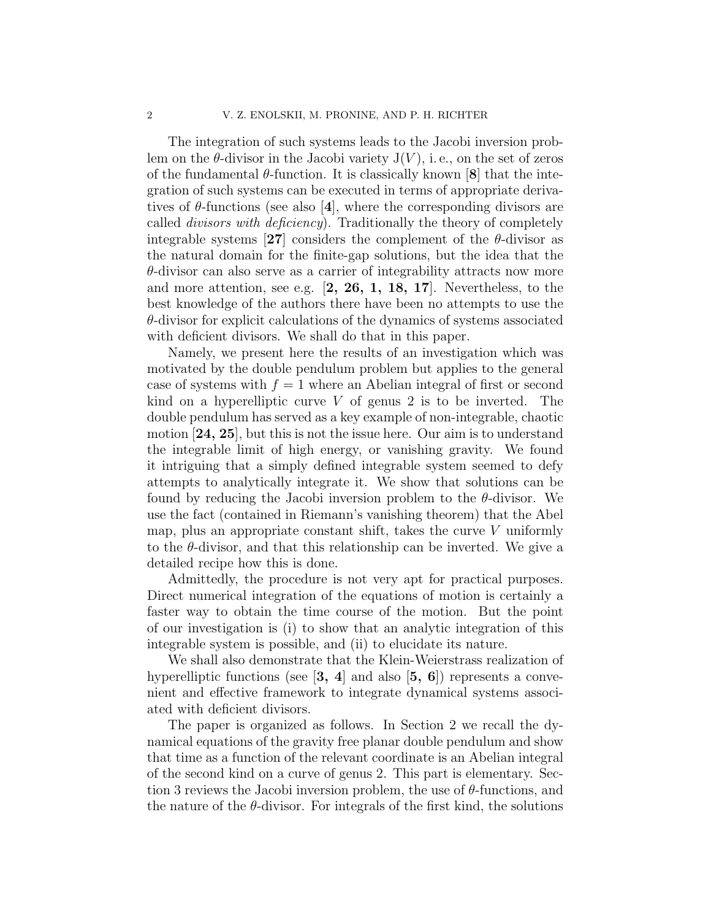The integration of such systems leads to the Jacobi inversion problem on the $\theta$-divisor in the Jacobi variety $\mathrm{J}(V)$, i. e., on the set of zeros of the fundamental $\theta$-function. It is classically known [**8**] that the integration of such systems can be executed in terms of appropriate derivatives of $\theta$-functions (see also [**4**], where the corresponding divisors are called *divisors with deficiency*). Traditionally the theory of completely integrable systems [**27**] considers the complement of the $\theta$-divisor as the natural domain for the finite-gap solutions, but the idea that the $\theta$-divisor can also serve as a carrier of integrability attracts now more and more attention, see e.g. [**2, 26, 1, 18, 17**]. Nevertheless, to the best knowledge of the authors there have been no attempts to use the $\theta$-divisor for explicit calculations of the dynamics of systems associated with deficient divisors. We shall do that in this paper.

Namely, we present here the results of an investigation which was motivated by the double pendulum problem but applies to the general case of systems with $f = 1$ where an Abelian integral of first or second kind on a hyperelliptic curve $V$ of genus 2 is to be inverted. The double pendulum has served as a key example of non-integrable, chaotic motion [**24, 25**], but this is not the issue here. Our aim is to understand the integrable limit of high energy, or vanishing gravity. We found it intriguing that a simply defined integrable system seemed to defy attempts to analytically integrate it. We show that solutions can be found by reducing the Jacobi inversion problem to the $\theta$-divisor. We use the fact (contained in Riemann's vanishing theorem) that the Abel map, plus an appropriate constant shift, takes the curve $V$ uniformly to the $\theta$-divisor, and that this relationship can be inverted. We give a detailed recipe how this is done.

Admittedly, the procedure is not very apt for practical purposes. Direct numerical integration of the equations of motion is certainly a faster way to obtain the time course of the motion. But the point of our investigation is (i) to show that an analytic integration of this integrable system is possible, and (ii) to elucidate its nature.

We shall also demonstrate that the Klein-Weierstrass realization of hyperelliptic functions (see [**3, 4**] and also [**5, 6**]) represents a convenient and effective framework to integrate dynamical systems associated with deficient divisors.

The paper is organized as follows. In Section 2 we recall the dynamical equations of the gravity free planar double pendulum and show that time as a function of the relevant coordinate is an Abelian integral of the second kind on a curve of genus 2. This part is elementary. Section 3 reviews the Jacobi inversion problem, the use of $\theta$-functions, and the nature of the $\theta$-divisor. For integrals of the first kind, the solutions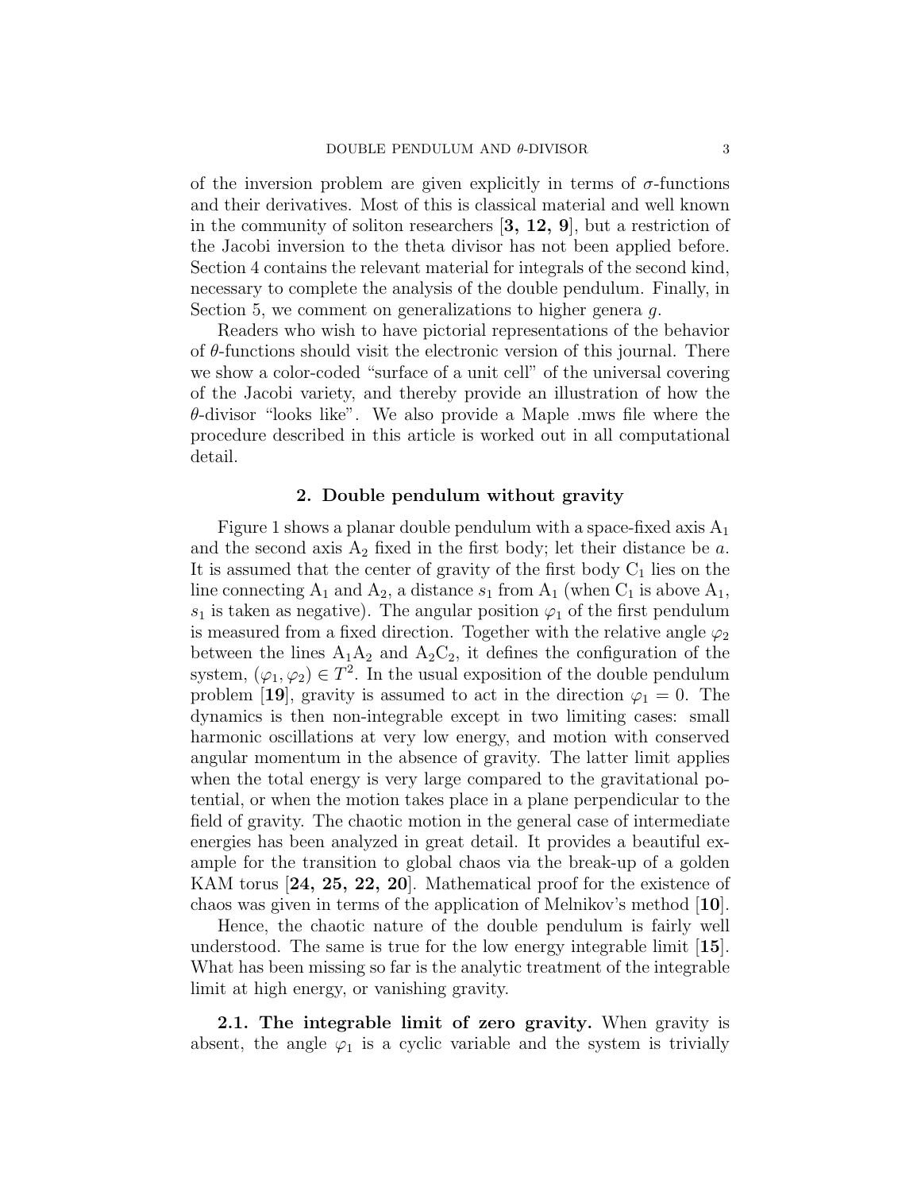of the inversion problem are given explicitly in terms of $\sigma$-functions and their derivatives. Most of this is classical material and well known in the community of soliton researchers [**3, 12, 9**], but a restriction of the Jacobi inversion to the theta divisor has not been applied before. Section 4 contains the relevant material for integrals of the second kind, necessary to complete the analysis of the double pendulum. Finally, in Section 5, we comment on generalizations to higher genera $g$.

Readers who wish to have pictorial representations of the behavior of $\theta$-functions should visit the electronic version of this journal. There we show a color-coded "surface of a unit cell" of the universal covering of the Jacobi variety, and thereby provide an illustration of how the $\theta$-divisor "looks like". We also provide a Maple .mws file where the procedure described in this article is worked out in all computational detail.

## 2. Double pendulum without gravity

Figure 1 shows a planar double pendulum with a space-fixed axis $\mathrm{A}_1$ and the second axis $\mathrm{A}_2$ fixed in the first body; let their distance be $a$. It is assumed that the center of gravity of the first body $\mathrm{C}_1$ lies on the line connecting $\mathrm{A}_1$ and $\mathrm{A}_2$, a distance $s_1$ from $\mathrm{A}_1$ (when $\mathrm{C}_1$ is above $\mathrm{A}_1$, $s_1$ is taken as negative). The angular position $\varphi_1$ of the first pendulum is measured from a fixed direction. Together with the relative angle $\varphi_2$ between the lines $\mathrm{A}_1\mathrm{A}_2$ and $\mathrm{A}_2\mathrm{C}_2$, it defines the configuration of the system, $(\varphi_1, \varphi_2) \in T^2$. In the usual exposition of the double pendulum problem [**19**], gravity is assumed to act in the direction $\varphi_1 = 0$. The dynamics is then non-integrable except in two limiting cases: small harmonic oscillations at very low energy, and motion with conserved angular momentum in the absence of gravity. The latter limit applies when the total energy is very large compared to the gravitational potential, or when the motion takes place in a plane perpendicular to the field of gravity. The chaotic motion in the general case of intermediate energies has been analyzed in great detail. It provides a beautiful example for the transition to global chaos via the break-up of a golden KAM torus [**24, 25, 22, 20**]. Mathematical proof for the existence of chaos was given in terms of the application of Melnikov's method [**10**].

Hence, the chaotic nature of the double pendulum is fairly well understood. The same is true for the low energy integrable limit [**15**]. What has been missing so far is the analytic treatment of the integrable limit at high energy, or vanishing gravity.

**2.1. The integrable limit of zero gravity.** When gravity is absent, the angle $\varphi_1$ is a cyclic variable and the system is trivially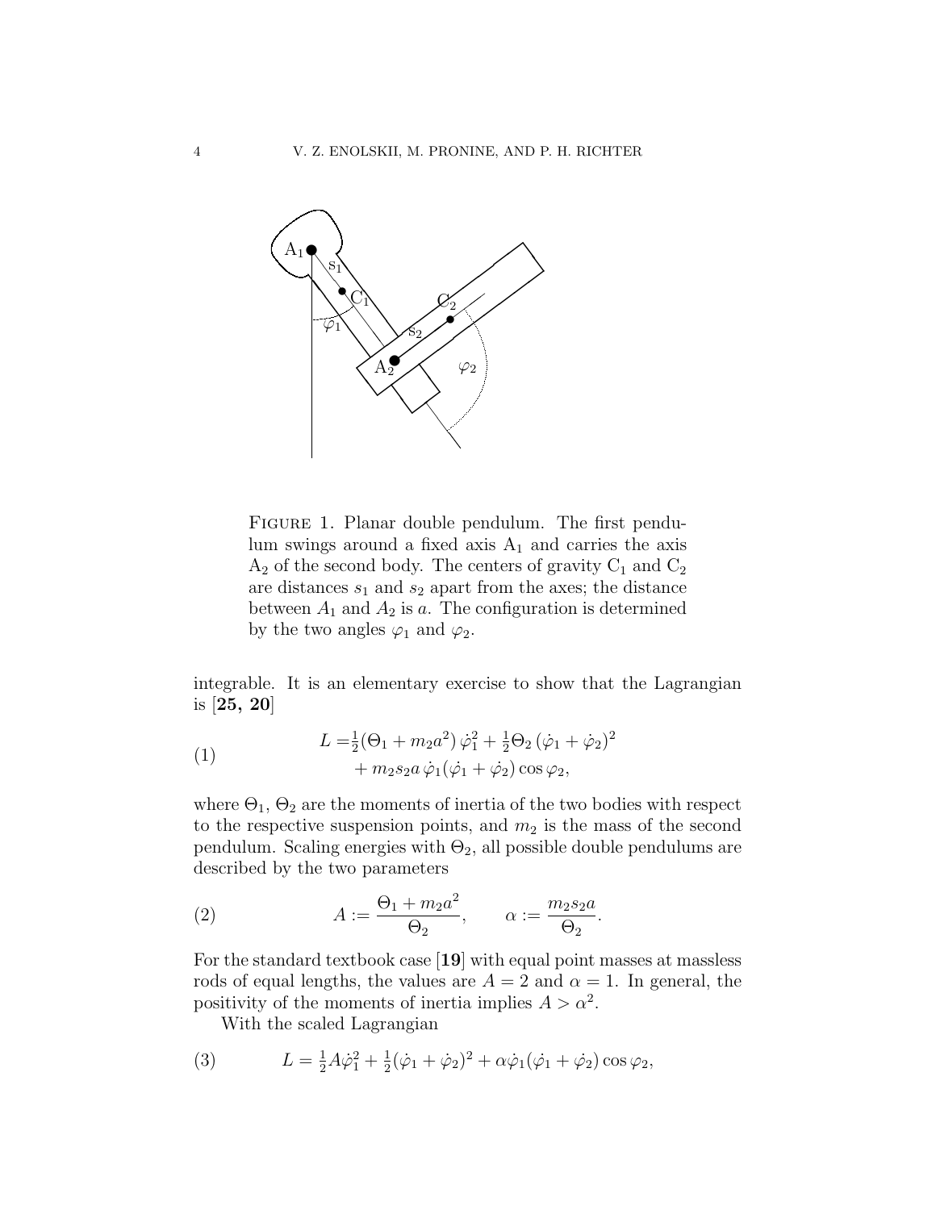FIGURE 1. Planar double pendulum. The first pendulum swings around a fixed axis $A_1$ and carries the axis $A_2$ of the second body. The centers of gravity $C_1$ and $C_2$ are distances $s_1$ and $s_2$ apart from the axes; the distance between $A_1$ and $A_2$ is $a$. The configuration is determined by the two angles $\varphi_1$ and $\varphi_2$.

integrable. It is an elementary exercise to show that the Lagrangian is [**25, 20**]

$$
\begin{aligned}
L =& \tfrac{1}{2}(\Theta_1 + m_2 a^2)\,\dot\varphi_1^2 + \tfrac{1}{2}\Theta_2\,(\dot\varphi_1 + \dot\varphi_2)^2 \\
&+ m_2 s_2 a\,\dot\varphi_1(\dot\varphi_1 + \dot\varphi_2)\cos\varphi_2,
\end{aligned}
\tag{1}
$$

where $\Theta_1$, $\Theta_2$ are the moments of inertia of the two bodies with respect to the respective suspension points, and $m_2$ is the mass of the second pendulum. Scaling energies with $\Theta_2$, all possible double pendulums are described by the two parameters

$$
A := \frac{\Theta_1 + m_2 a^2}{\Theta_2}, \qquad \alpha := \frac{m_2 s_2 a}{\Theta_2}. \tag{2}
$$

For the standard textbook case [**19**] with equal point masses at massless rods of equal lengths, the values are $A = 2$ and $\alpha = 1$. In general, the positivity of the moments of inertia implies $A > \alpha^2$.

With the scaled Lagrangian

$$
L = \tfrac{1}{2}A\dot\varphi_1^2 + \tfrac{1}{2}(\dot\varphi_1 + \dot\varphi_2)^2 + \alpha\dot\varphi_1(\dot\varphi_1 + \dot\varphi_2)\cos\varphi_2, \tag{3}
$$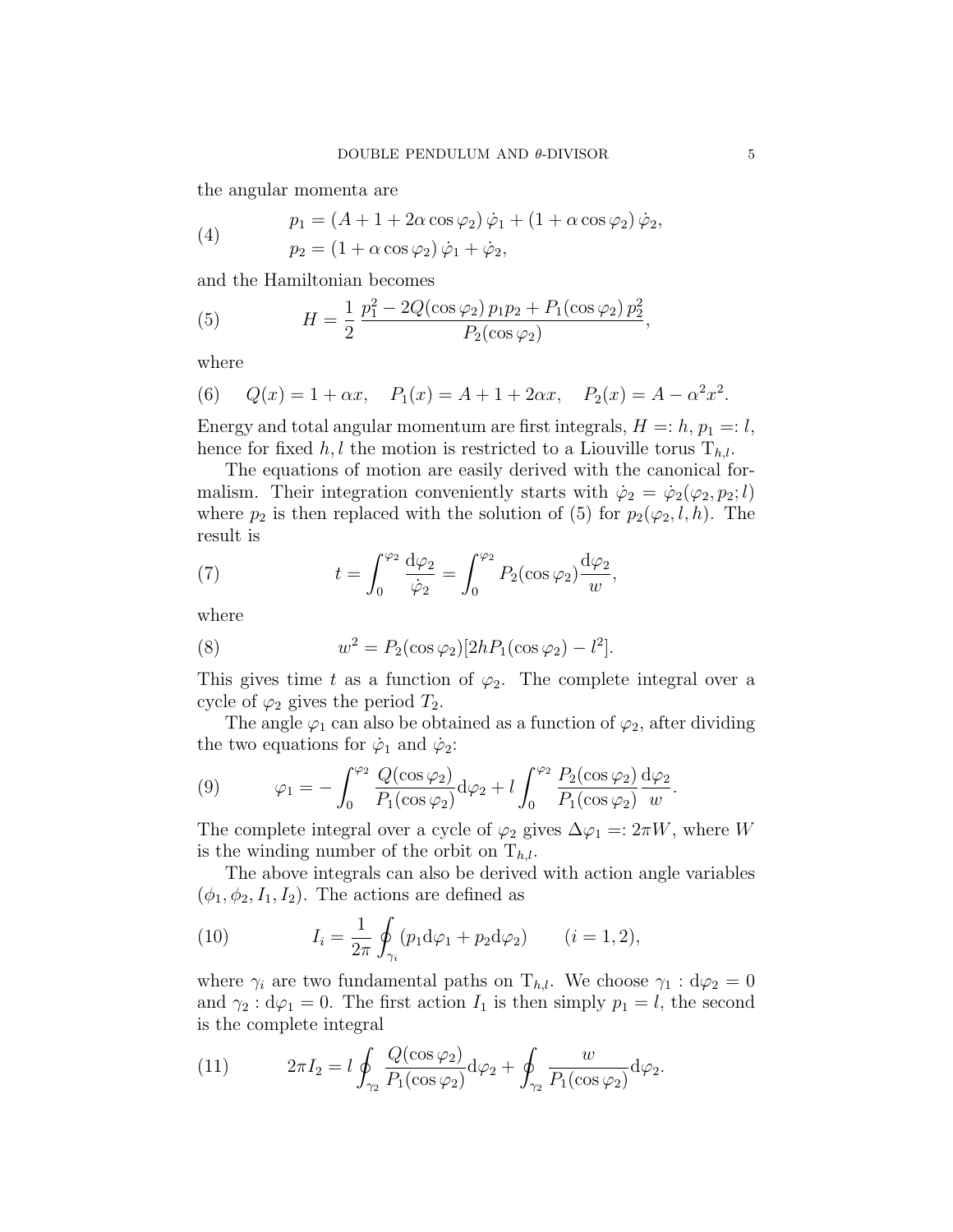the angular momenta are

$$p_1 = (A + 1 + 2\alpha \cos\varphi_2)\,\dot{\varphi}_1 + (1 + \alpha\cos\varphi_2)\,\dot{\varphi}_2, \tag{4}$$
$$p_2 = (1 + \alpha\cos\varphi_2)\,\dot{\varphi}_1 + \dot{\varphi}_2,$$

and the Hamiltonian becomes

$$H = \frac{1}{2}\,\frac{p_1^2 - 2Q(\cos\varphi_2)\,p_1p_2 + P_1(\cos\varphi_2)\,p_2^2}{P_2(\cos\varphi_2)}, \tag{5}$$

where

$$Q(x) = 1 + \alpha x, \quad P_1(x) = A + 1 + 2\alpha x, \quad P_2(x) = A - \alpha^2 x^2. \tag{6}$$

Energy and total angular momentum are first integrals, $H =: h$, $p_1 =: l$, hence for fixed $h, l$ the motion is restricted to a Liouville torus $\mathrm{T}_{h,l}$.

The equations of motion are easily derived with the canonical formalism. Their integration conveniently starts with $\dot{\varphi}_2 = \dot{\varphi}_2(\varphi_2, p_2; l)$ where $p_2$ is then replaced with the solution of (5) for $p_2(\varphi_2, l, h)$. The result is

$$t = \int_0^{\varphi_2} \frac{\mathrm{d}\varphi_2}{\dot{\varphi}_2} = \int_0^{\varphi_2} P_2(\cos\varphi_2)\frac{\mathrm{d}\varphi_2}{w}, \tag{7}$$

where

$$w^2 = P_2(\cos\varphi_2)[2hP_1(\cos\varphi_2) - l^2]. \tag{8}$$

This gives time $t$ as a function of $\varphi_2$. The complete integral over a cycle of $\varphi_2$ gives the period $T_2$.

The angle $\varphi_1$ can also be obtained as a function of $\varphi_2$, after dividing the two equations for $\dot{\varphi}_1$ and $\dot{\varphi}_2$:

$$\varphi_1 = -\int_0^{\varphi_2} \frac{Q(\cos\varphi_2)}{P_1(\cos\varphi_2)}\mathrm{d}\varphi_2 + l\int_0^{\varphi_2} \frac{P_2(\cos\varphi_2)}{P_1(\cos\varphi_2)}\frac{\mathrm{d}\varphi_2}{w}. \tag{9}$$

The complete integral over a cycle of $\varphi_2$ gives $\Delta\varphi_1 =: 2\pi W$, where $W$ is the winding number of the orbit on $\mathrm{T}_{h,l}$.

The above integrals can also be derived with action angle variables $(\phi_1, \phi_2, I_1, I_2)$. The actions are defined as

$$I_i = \frac{1}{2\pi}\oint_{\gamma_i} (p_1\mathrm{d}\varphi_1 + p_2\mathrm{d}\varphi_2) \qquad (i = 1, 2), \tag{10}$$

where $\gamma_i$ are two fundamental paths on $\mathrm{T}_{h,l}$. We choose $\gamma_1 : \mathrm{d}\varphi_2 = 0$ and $\gamma_2 : \mathrm{d}\varphi_1 = 0$. The first action $I_1$ is then simply $p_1 = l$, the second is the complete integral

$$2\pi I_2 = l\oint_{\gamma_2} \frac{Q(\cos\varphi_2)}{P_1(\cos\varphi_2)}\mathrm{d}\varphi_2 + \oint_{\gamma_2} \frac{w}{P_1(\cos\varphi_2)}\mathrm{d}\varphi_2. \tag{11}$$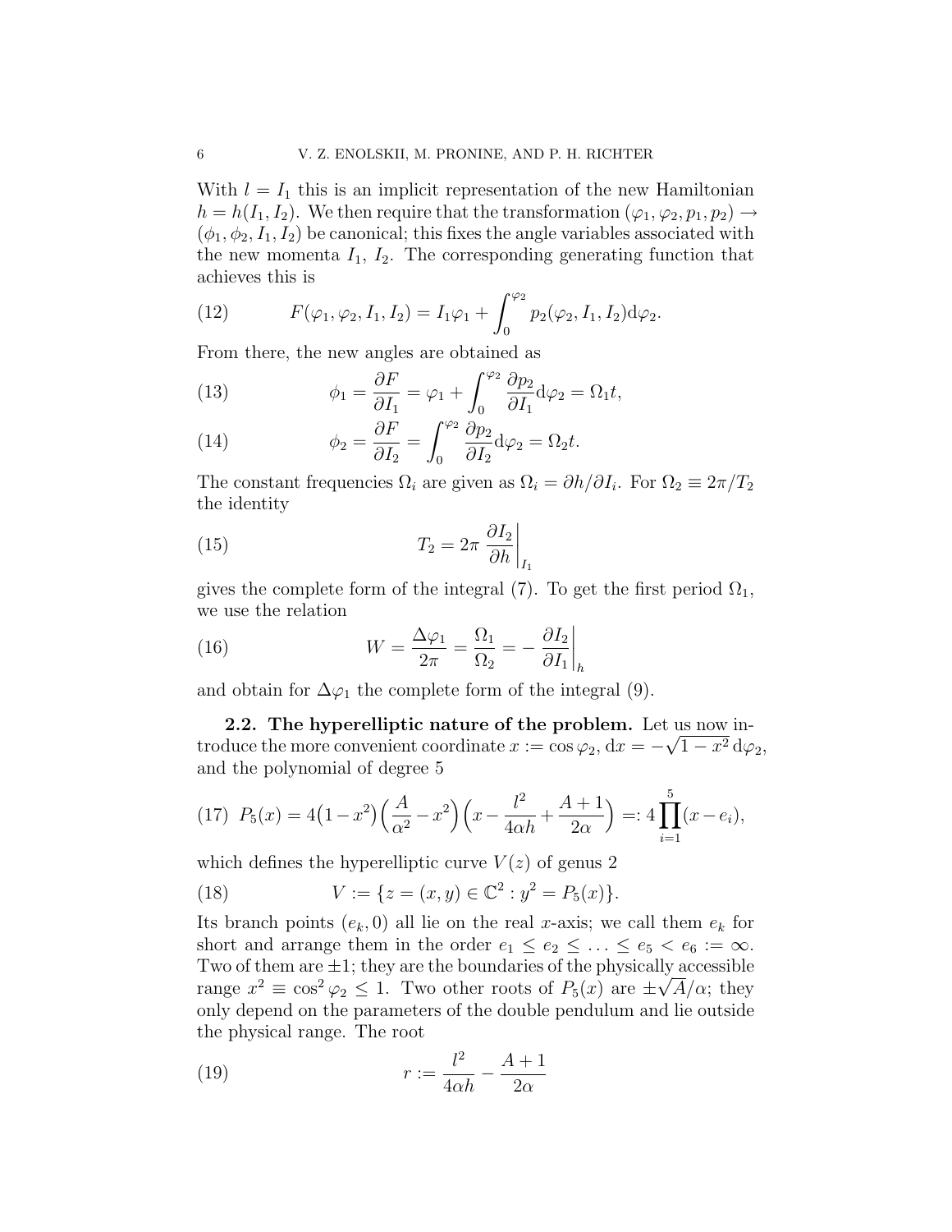With $l = I_1$ this is an implicit representation of the new Hamiltonian $h = h(I_1, I_2)$. We then require that the transformation $(\varphi_1, \varphi_2, p_1, p_2) \to (\phi_1, \phi_2, I_1, I_2)$ be canonical; this fixes the angle variables associated with the new momenta $I_1$, $I_2$. The corresponding generating function that achieves this is

$$F(\varphi_1, \varphi_2, I_1, I_2) = I_1\varphi_1 + \int_0^{\varphi_2} p_2(\varphi_2, I_1, I_2)\mathrm{d}\varphi_2. \tag{12}$$

From there, the new angles are obtained as

$$\phi_1 = \frac{\partial F}{\partial I_1} = \varphi_1 + \int_0^{\varphi_2} \frac{\partial p_2}{\partial I_1}\mathrm{d}\varphi_2 = \Omega_1 t, \tag{13}$$

$$\phi_2 = \frac{\partial F}{\partial I_2} = \int_0^{\varphi_2} \frac{\partial p_2}{\partial I_2}\mathrm{d}\varphi_2 = \Omega_2 t. \tag{14}$$

The constant frequencies $\Omega_i$ are given as $\Omega_i = \partial h/\partial I_i$. For $\Omega_2 \equiv 2\pi/T_2$ the identity

$$T_2 = 2\pi \left.\frac{\partial I_2}{\partial h}\right|_{I_1} \tag{15}$$

gives the complete form of the integral (7). To get the first period $\Omega_1$, we use the relation

$$W = \frac{\Delta\varphi_1}{2\pi} = \frac{\Omega_1}{\Omega_2} = -\left.\frac{\partial I_2}{\partial I_1}\right|_h \tag{16}$$

and obtain for $\Delta\varphi_1$ the complete form of the integral (9).

**2.2. The hyperelliptic nature of the problem.** Let us now introduce the more convenient coordinate $x := \cos\varphi_2$, $\mathrm{d}x = -\sqrt{1-x^2}\,\mathrm{d}\varphi_2$, and the polynomial of degree 5

$$P_5(x) = 4\big(1-x^2\big)\Big(\frac{A}{\alpha^2} - x^2\Big)\Big(x - \frac{l^2}{4\alpha h} + \frac{A+1}{2\alpha}\Big) =: 4\prod_{i=1}^{5}(x - e_i), \tag{17}$$

which defines the hyperelliptic curve $V(z)$ of genus 2

$$V := \{z = (x, y) \in \mathbb{C}^2 : y^2 = P_5(x)\}. \tag{18}$$

Its branch points $(e_k, 0)$ all lie on the real $x$-axis; we call them $e_k$ for short and arrange them in the order $e_1 \le e_2 \le \ldots \le e_5 < e_6 := \infty$. Two of them are $\pm 1$; they are the boundaries of the physically accessible range $x^2 \equiv \cos^2\varphi_2 \le 1$. Two other roots of $P_5(x)$ are $\pm\sqrt{A}/\alpha$; they only depend on the parameters of the double pendulum and lie outside the physical range. The root

$$r := \frac{l^2}{4\alpha h} - \frac{A+1}{2\alpha} \tag{19}$$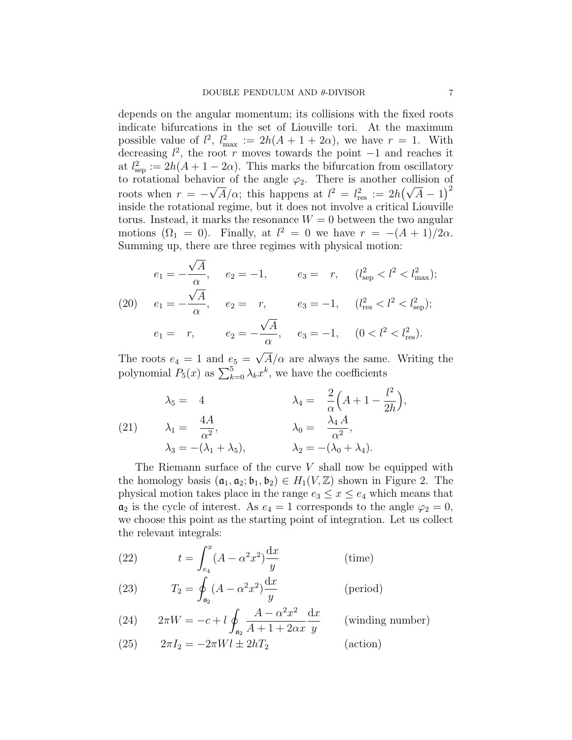depends on the angular momentum; its collisions with the fixed roots indicate bifurcations in the set of Liouville tori. At the maximum possible value of $l^2$, $l^2_{\max} := 2h(A+1+2\alpha)$, we have $r = 1$. With decreasing $l^2$, the root $r$ moves towards the point $-1$ and reaches it at $l^2_{\text{sep}} := 2h(A+1-2\alpha)$. This marks the bifurcation from oscillatory to rotational behavior of the angle $\varphi_2$. There is another collision of roots when $r = -\sqrt{A}/\alpha$; this happens at $l^2 = l^2_{\text{res}} := 2h\big(\sqrt{A}-1\big)^2$ inside the rotational regime, but it does not involve a critical Liouville torus. Instead, it marks the resonance $W = 0$ between the two angular motions ($\Omega_1 = 0$). Finally, at $l^2 = 0$ we have $r = -(A+1)/2\alpha$. Summing up, there are three regimes with physical motion:

$$
\begin{aligned}
&e_1 = -\frac{\sqrt{A}}{\alpha}, \quad e_2 = -1, \qquad e_3 = \quad r, \quad (l^2_{\text{sep}} < l^2 < l^2_{\max});\\
&e_1 = -\frac{\sqrt{A}}{\alpha}, \quad e_2 = \quad r, \qquad e_3 = -1, \quad (l^2_{\text{res}} < l^2 < l^2_{\text{sep}});\\
&e_1 = \quad r, \qquad e_2 = -\frac{\sqrt{A}}{\alpha}, \quad e_3 = -1, \quad (0 < l^2 < l^2_{\text{res}}).
\end{aligned} \tag{20}
$$

The roots $e_4 = 1$ and $e_5 = \sqrt{A}/\alpha$ are always the same. Writing the polynomial $P_5(x)$ as $\sum_{k=0}^{5} \lambda_k x^k$, we have the coefficients

$$
\begin{aligned}
&\lambda_5 = \quad 4 & &\lambda_4 = \quad \frac{2}{\alpha}\Big(A+1-\frac{l^2}{2h}\Big),\\
&\lambda_1 = \quad \frac{4A}{\alpha^2}, & &\lambda_0 = \quad \frac{\lambda_4\, A}{\alpha^2},\\
&\lambda_3 = -(\lambda_1+\lambda_5), & &\lambda_2 = -(\lambda_0+\lambda_4).
\end{aligned} \tag{21}
$$

The Riemann surface of the curve $V$ shall now be equipped with the homology basis $(\mathfrak{a}_1, \mathfrak{a}_2; \mathfrak{b}_1, \mathfrak{b}_2) \in H_1(V, \mathbb{Z})$ shown in Figure 2. The physical motion takes place in the range $e_3 \le x \le e_4$ which means that $\mathfrak{a}_2$ is the cycle of interest. As $e_4 = 1$ corresponds to the angle $\varphi_2 = 0$, we choose this point as the starting point of integration. Let us collect the relevant integrals:

$$
t = \int_{e_4}^{x} (A-\alpha^2 x^2)\frac{\mathrm{d}x}{y} \qquad \text{(time)} \tag{22}
$$

$$
T_2 = \oint_{\mathfrak{a}_2} (A-\alpha^2 x^2)\frac{\mathrm{d}x}{y} \qquad \text{(period)} \tag{23}
$$

$$
2\pi W = -c + l \oint_{\mathfrak{a}_2} \frac{A-\alpha^2 x^2}{A+1+2\alpha x}\frac{\mathrm{d}x}{y} \qquad \text{(winding number)} \tag{24}
$$

$$
2\pi I_2 = -2\pi W l \pm 2hT_2 \qquad \text{(action)} \tag{25}
$$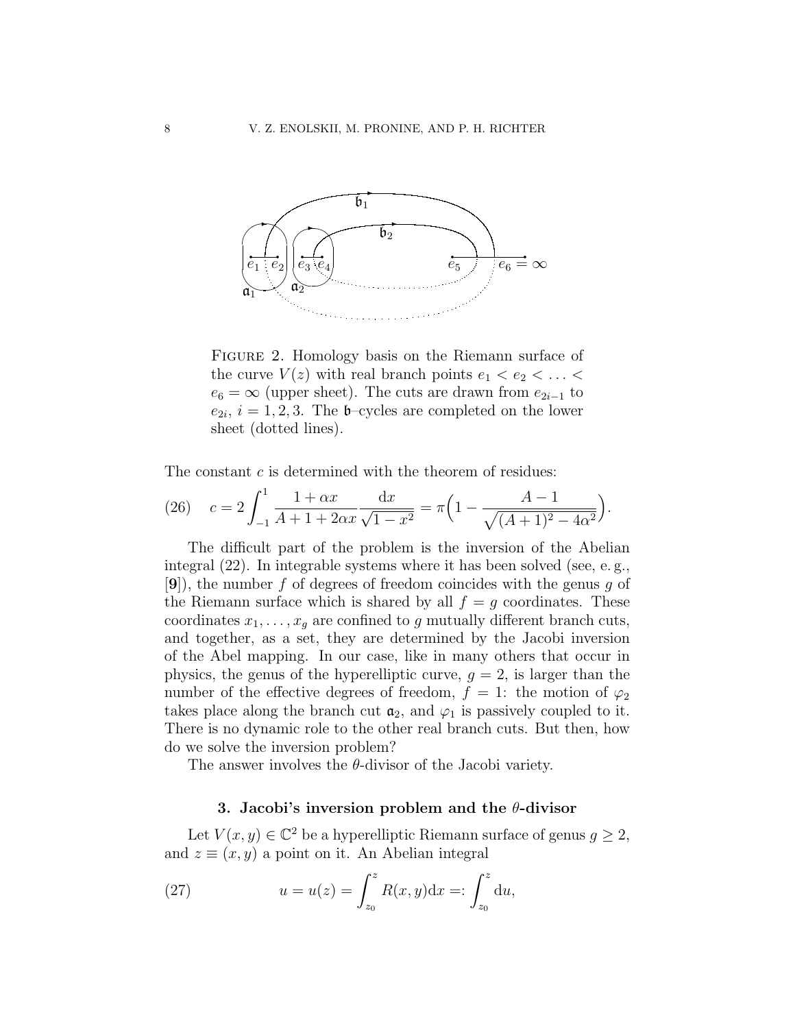FIGURE 2. Homology basis on the Riemann surface of the curve $V(z)$ with real branch points $e_1 < e_2 < \ldots < e_6 = \infty$ (upper sheet). The cuts are drawn from $e_{2i-1}$ to $e_{2i}$, $i = 1, 2, 3$. The $\mathfrak{b}$–cycles are completed on the lower sheet (dotted lines).

The constant $c$ is determined with the theorem of residues:

$$c = 2\int_{-1}^{1} \frac{1+\alpha x}{A+1+2\alpha x}\frac{\mathrm{d}x}{\sqrt{1-x^2}} = \pi\Big(1 - \frac{A-1}{\sqrt{(A+1)^2-4\alpha^2}}\Big). \tag{26}$$

The difficult part of the problem is the inversion of the Abelian integral (22). In integrable systems where it has been solved (see, e. g., [**9**]), the number $f$ of degrees of freedom coincides with the genus $g$ of the Riemann surface which is shared by all $f = g$ coordinates. These coordinates $x_1, \ldots, x_g$ are confined to $g$ mutually different branch cuts, and together, as a set, they are determined by the Jacobi inversion of the Abel mapping. In our case, like in many others that occur in physics, the genus of the hyperelliptic curve, $g = 2$, is larger than the number of the effective degrees of freedom, $f = 1$: the motion of $\varphi_2$ takes place along the branch cut $\mathfrak{a}_2$, and $\varphi_1$ is passively coupled to it. There is no dynamic role to the other real branch cuts. But then, how do we solve the inversion problem?

The answer involves the $\theta$-divisor of the Jacobi variety.

### 3. Jacobi's inversion problem and the $\theta$-divisor

Let $V(x, y) \in \mathbb{C}^2$ be a hyperelliptic Riemann surface of genus $g \geq 2$, and $z \equiv (x, y)$ a point on it. An Abelian integral

$$u = u(z) = \int_{z_0}^{z} R(x, y)\mathrm{d}x =: \int_{z_0}^{z} \mathrm{d}u, \tag{27}$$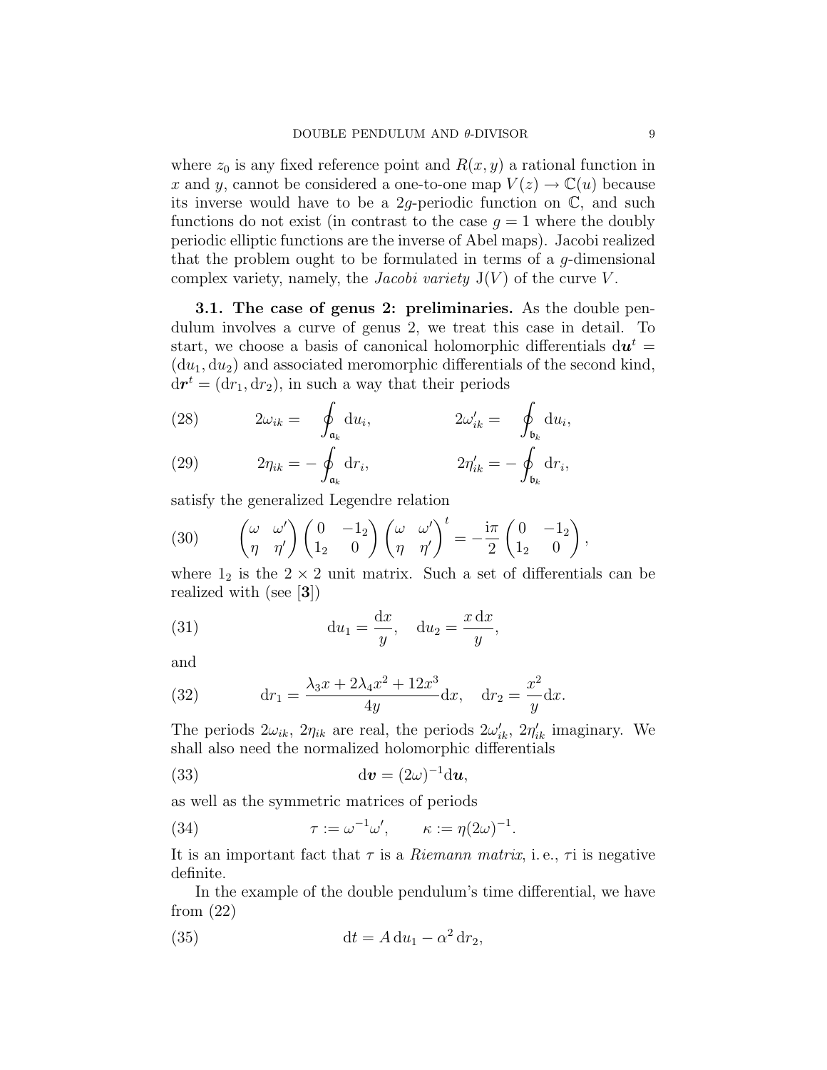where $z_0$ is any fixed reference point and $R(x, y)$ a rational function in $x$ and $y$, cannot be considered a one-to-one map $V(z) \to \mathbb{C}(u)$ because its inverse would have to be a $2g$-periodic function on $\mathbb{C}$, and such functions do not exist (in contrast to the case $g = 1$ where the doubly periodic elliptic functions are the inverse of Abel maps). Jacobi realized that the problem ought to be formulated in terms of a $g$-dimensional complex variety, namely, the *Jacobi variety* $\mathrm{J}(V)$ of the curve $V$.

**3.1. The case of genus 2: preliminaries.** As the double pendulum involves a curve of genus 2, we treat this case in detail. To start, we choose a basis of canonical holomorphic differentials $\mathrm{d}\boldsymbol{u}^t = (\mathrm{d}u_1, \mathrm{d}u_2)$ and associated meromorphic differentials of the second kind, $\mathrm{d}\boldsymbol{r}^t = (\mathrm{d}r_1, \mathrm{d}r_2)$, in such a way that their periods

$$2\omega_{ik} = \oint_{\mathfrak{a}_k} \mathrm{d}u_i, \qquad 2\omega'_{ik} = \oint_{\mathfrak{b}_k} \mathrm{d}u_i, \tag{28}$$

$$2\eta_{ik} = -\oint_{\mathfrak{a}_k} \mathrm{d}r_i, \qquad 2\eta'_{ik} = -\oint_{\mathfrak{b}_k} \mathrm{d}r_i, \tag{29}$$

satisfy the generalized Legendre relation

$$\begin{pmatrix} \omega & \omega' \\ \eta & \eta' \end{pmatrix} \begin{pmatrix} 0 & -1_2 \\ 1_2 & 0 \end{pmatrix} \begin{pmatrix} \omega & \omega' \\ \eta & \eta' \end{pmatrix}^t = -\frac{\mathrm{i}\pi}{2} \begin{pmatrix} 0 & -1_2 \\ 1_2 & 0 \end{pmatrix}, \tag{30}$$

where $1_2$ is the $2 \times 2$ unit matrix. Such a set of differentials can be realized with (see [**3**])

$$\mathrm{d}u_1 = \frac{\mathrm{d}x}{y}, \quad \mathrm{d}u_2 = \frac{x\,\mathrm{d}x}{y}, \tag{31}$$

and

$$\mathrm{d}r_1 = \frac{\lambda_3 x + 2\lambda_4 x^2 + 12x^3}{4y}\mathrm{d}x, \quad \mathrm{d}r_2 = \frac{x^2}{y}\mathrm{d}x. \tag{32}$$

The periods $2\omega_{ik}$, $2\eta_{ik}$ are real, the periods $2\omega'_{ik}$, $2\eta'_{ik}$ imaginary. We shall also need the normalized holomorphic differentials

$$\mathrm{d}\boldsymbol{v} = (2\omega)^{-1}\mathrm{d}\boldsymbol{u}, \tag{33}$$

as well as the symmetric matrices of periods

$$\tau := \omega^{-1}\omega', \qquad \kappa := \eta(2\omega)^{-1}. \tag{34}$$

It is an important fact that $\tau$ is a *Riemann matrix*, i. e., $\tau\mathrm{i}$ is negative definite.

In the example of the double pendulum's time differential, we have from (22)

$$\mathrm{d}t = A\,\mathrm{d}u_1 - \alpha^2\,\mathrm{d}r_2, \tag{35}$$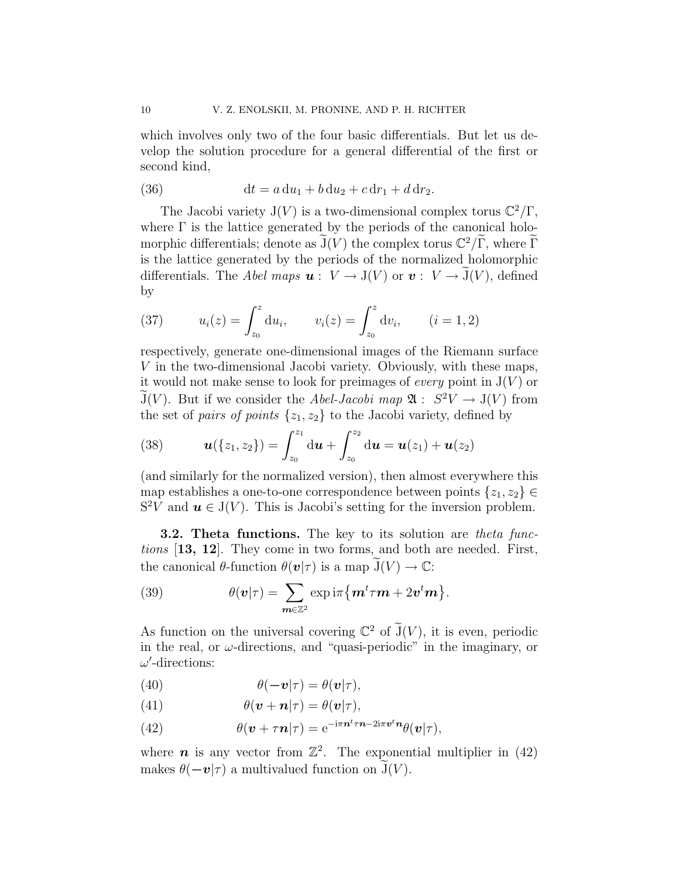which involves only two of the four basic differentials. But let us develop the solution procedure for a general differential of the first or second kind,

$$\mathrm{d}t = a\,\mathrm{d}u_1 + b\,\mathrm{d}u_2 + c\,\mathrm{d}r_1 + d\,\mathrm{d}r_2. \tag{36}$$

The Jacobi variety $\mathrm{J}(V)$ is a two-dimensional complex torus $\mathbb{C}^2/\Gamma$, where $\Gamma$ is the lattice generated by the periods of the canonical holomorphic differentials; denote as $\widetilde{\mathrm{J}}(V)$ the complex torus $\mathbb{C}^2/\widetilde{\Gamma}$, where $\widetilde{\Gamma}$ is the lattice generated by the periods of the normalized holomorphic differentials. The *Abel maps* $\boldsymbol{u}: V \to \mathrm{J}(V)$ or $\boldsymbol{v}: V \to \widetilde{\mathrm{J}}(V)$, defined by

$$u_i(z) = \int_{z_0}^{z} \mathrm{d}u_i, \qquad v_i(z) = \int_{z_0}^{z} \mathrm{d}v_i, \qquad (i = 1, 2) \tag{37}$$

respectively, generate one-dimensional images of the Riemann surface $V$ in the two-dimensional Jacobi variety. Obviously, with these maps, it would not make sense to look for preimages of *every* point in $\mathrm{J}(V)$ or $\widetilde{\mathrm{J}}(V)$. But if we consider the *Abel-Jacobi map* $\mathfrak{A}: S^2V \to \mathrm{J}(V)$ from the set of *pairs of points* $\{z_1, z_2\}$ to the Jacobi variety, defined by

$$\boldsymbol{u}(\{z_1, z_2\}) = \int_{z_0}^{z_1} \mathrm{d}\boldsymbol{u} + \int_{z_0}^{z_2} \mathrm{d}\boldsymbol{u} = \boldsymbol{u}(z_1) + \boldsymbol{u}(z_2) \tag{38}$$

(and similarly for the normalized version), then almost everywhere this map establishes a one-to-one correspondence between points $\{z_1, z_2\} \in \mathrm{S}^2V$ and $\boldsymbol{u} \in \mathrm{J}(V)$. This is Jacobi's setting for the inversion problem.

**3.2. Theta functions.** The key to its solution are *theta functions* [**13, 12**]. They come in two forms, and both are needed. First, the canonical $\theta$-function $\theta(\boldsymbol{v}|\tau)$ is a map $\widetilde{\mathrm{J}}(V) \to \mathbb{C}$:

$$\theta(\boldsymbol{v}|\tau) = \sum_{\boldsymbol{m}\in\mathbb{Z}^2} \exp \mathrm{i}\pi\big\{\boldsymbol{m}^t\tau\boldsymbol{m} + 2\boldsymbol{v}^t\boldsymbol{m}\big\}. \tag{39}$$

As function on the universal covering $\mathbb{C}^2$ of $\widetilde{\mathrm{J}}(V)$, it is even, periodic in the real, or $\omega$-directions, and "quasi-periodic" in the imaginary, or $\omega'$-directions:

$$\theta(-\boldsymbol{v}|\tau) = \theta(\boldsymbol{v}|\tau), \tag{40}$$

$$\theta(\boldsymbol{v} + \boldsymbol{n}|\tau) = \theta(\boldsymbol{v}|\tau), \tag{41}$$

$$\theta(\boldsymbol{v} + \tau\boldsymbol{n}|\tau) = \mathrm{e}^{-\mathrm{i}\pi\boldsymbol{n}^t\tau\boldsymbol{n} - 2\mathrm{i}\pi\boldsymbol{v}^t\boldsymbol{n}}\theta(\boldsymbol{v}|\tau), \tag{42}$$

where $\boldsymbol{n}$ is any vector from $\mathbb{Z}^2$. The exponential multiplier in (42) makes $\theta(-\boldsymbol{v}|\tau)$ a multivalued function on $\widetilde{\mathrm{J}}(V)$.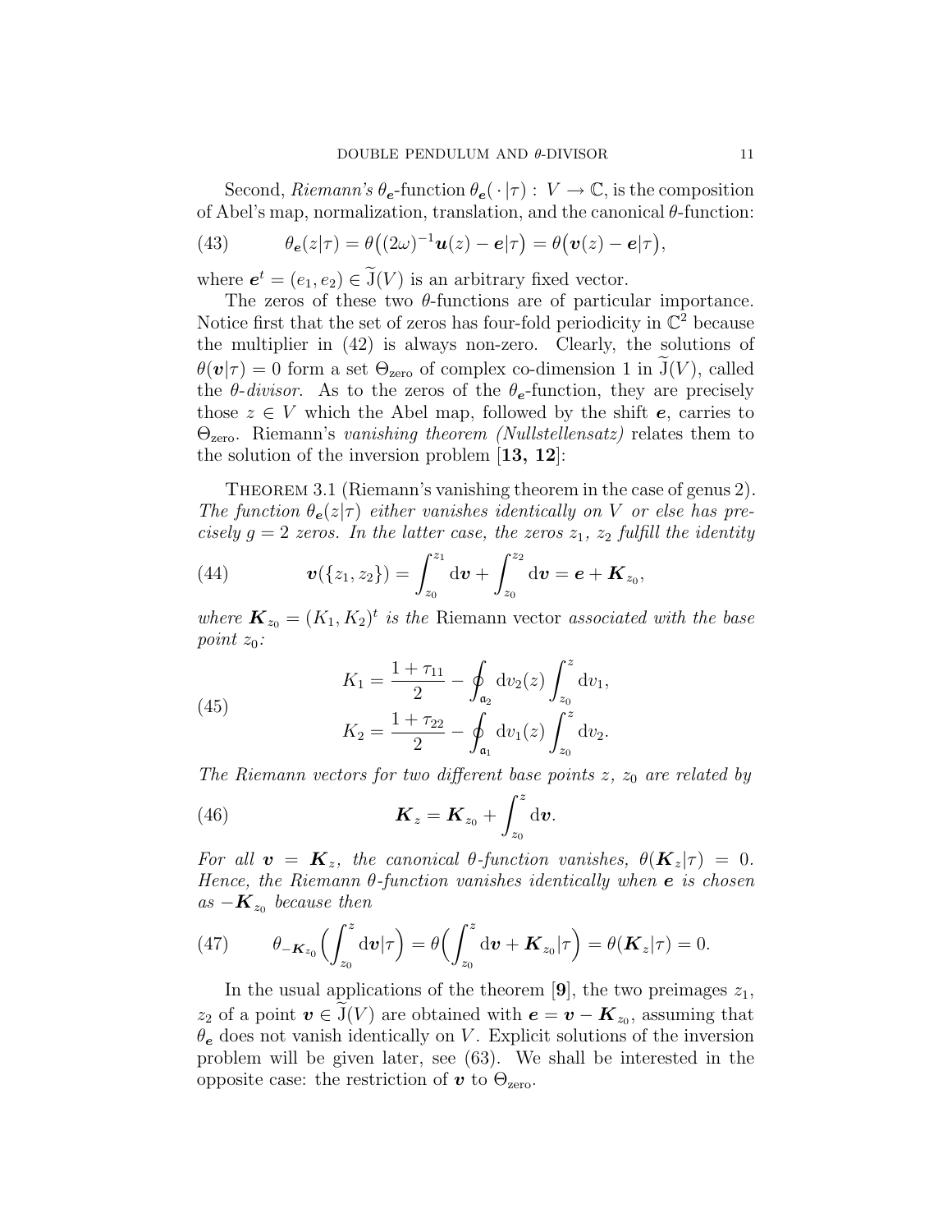Second, *Riemann's $\theta_{\boldsymbol{e}}$-function* $\theta_{\boldsymbol{e}}(\,\cdot\,|\tau) : V \to \mathbb{C}$, is the composition of Abel's map, normalization, translation, and the canonical $\theta$-function:

$$\theta_{\boldsymbol{e}}(z|\tau) = \theta\big((2\omega)^{-1}\boldsymbol{u}(z) - \boldsymbol{e}|\tau\big) = \theta\big(\boldsymbol{v}(z) - \boldsymbol{e}|\tau\big), \tag{43}$$

where $\boldsymbol{e}^t = (e_1, e_2) \in \widetilde{\mathrm{J}}(V)$ is an arbitrary fixed vector.

The zeros of these two $\theta$-functions are of particular importance. Notice first that the set of zeros has four-fold periodicity in $\mathbb{C}^2$ because the multiplier in (42) is always non-zero. Clearly, the solutions of $\theta(\boldsymbol{v}|\tau) = 0$ form a set $\Theta_{\text{zero}}$ of complex co-dimension 1 in $\widetilde{\mathrm{J}}(V)$, called the *$\theta$-divisor*. As to the zeros of the $\theta_{\boldsymbol{e}}$-function, they are precisely those $z \in V$ which the Abel map, followed by the shift $\boldsymbol{e}$, carries to $\Theta_{\text{zero}}$. Riemann's *vanishing theorem (Nullstellensatz)* relates them to the solution of the inversion problem [**13, 12**]:

THEOREM 3.1 (Riemann's vanishing theorem in the case of genus 2). *The function $\theta_{\boldsymbol{e}}(z|\tau)$ either vanishes identically on $V$ or else has precisely $g = 2$ zeros. In the latter case, the zeros $z_1$, $z_2$ fulfill the identity*

$$\boldsymbol{v}(\{z_1, z_2\}) = \int_{z_0}^{z_1} \mathrm{d}\boldsymbol{v} + \int_{z_0}^{z_2} \mathrm{d}\boldsymbol{v} = \boldsymbol{e} + \boldsymbol{K}_{z_0}, \tag{44}$$

*where $\boldsymbol{K}_{z_0} = (K_1, K_2)^t$ is the* Riemann vector *associated with the base point $z_0$:*

$$\begin{aligned} K_1 &= \frac{1+\tau_{11}}{2} - \oint_{\mathfrak{a}_2} \mathrm{d}v_2(z) \int_{z_0}^{z} \mathrm{d}v_1, \\ K_2 &= \frac{1+\tau_{22}}{2} - \oint_{\mathfrak{a}_1} \mathrm{d}v_1(z) \int_{z_0}^{z} \mathrm{d}v_2. \end{aligned} \tag{45}$$

*The Riemann vectors for two different base points $z$, $z_0$ are related by*

$$\boldsymbol{K}_z = \boldsymbol{K}_{z_0} + \int_{z_0}^{z} \mathrm{d}\boldsymbol{v}. \tag{46}$$

*For all $\boldsymbol{v} = \boldsymbol{K}_z$, the canonical $\theta$-function vanishes, $\theta(\boldsymbol{K}_z|\tau) = 0$. Hence, the Riemann $\theta$-function vanishes identically when $\boldsymbol{e}$ is chosen as $-\boldsymbol{K}_{z_0}$ because then*

$$\theta_{-\boldsymbol{K}_{z_0}}\Big(\int_{z_0}^{z} \mathrm{d}\boldsymbol{v}|\tau\Big) = \theta\Big(\int_{z_0}^{z} \mathrm{d}\boldsymbol{v} + \boldsymbol{K}_{z_0}|\tau\Big) = \theta(\boldsymbol{K}_z|\tau) = 0. \tag{47}$$

In the usual applications of the theorem [**9**], the two preimages $z_1$, $z_2$ of a point $\boldsymbol{v} \in \widetilde{\mathrm{J}}(V)$ are obtained with $\boldsymbol{e} = \boldsymbol{v} - \boldsymbol{K}_{z_0}$, assuming that $\theta_{\boldsymbol{e}}$ does not vanish identically on $V$. Explicit solutions of the inversion problem will be given later, see (63). We shall be interested in the opposite case: the restriction of $\boldsymbol{v}$ to $\Theta_{\text{zero}}$.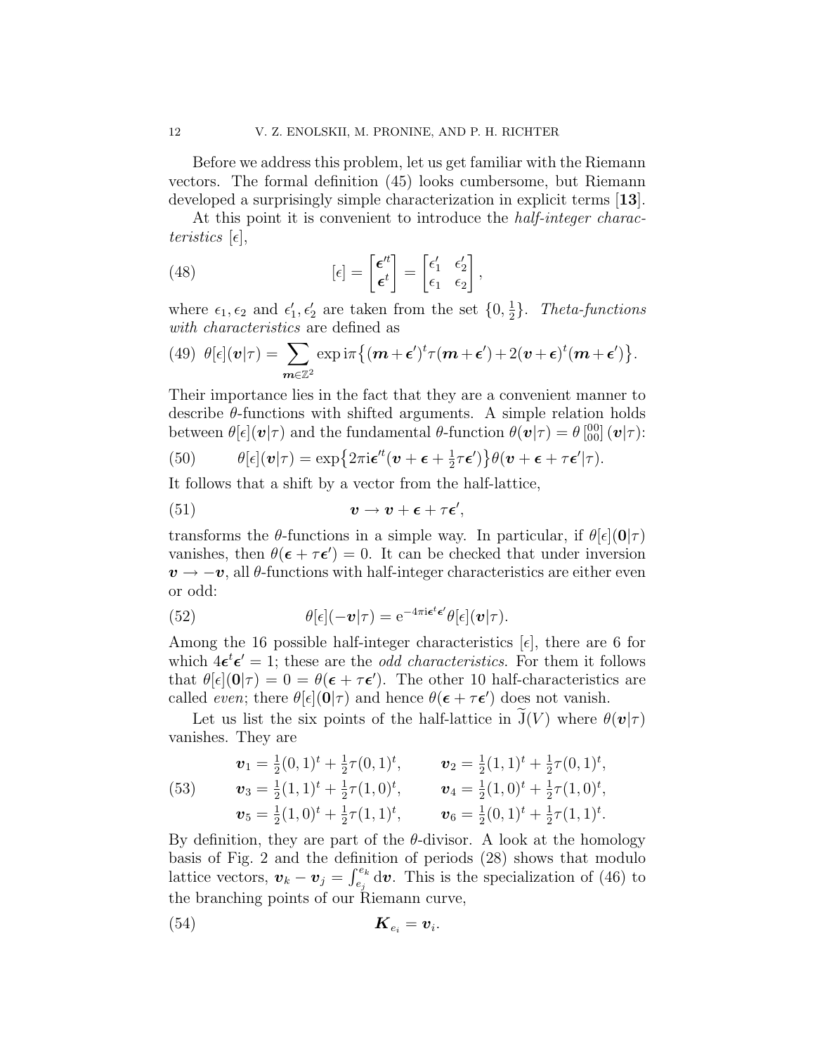Before we address this problem, let us get familiar with the Riemann vectors. The formal definition (45) looks cumbersome, but Riemann developed a surprisingly simple characterization in explicit terms [**13**].

At this point it is convenient to introduce the *half-integer characteristics* $[\epsilon]$,

$$[\epsilon] = \begin{bmatrix} \boldsymbol{\epsilon}'^t \\ \boldsymbol{\epsilon}^t \end{bmatrix} = \begin{bmatrix} \epsilon_1' & \epsilon_2' \\ \epsilon_1 & \epsilon_2 \end{bmatrix}, \tag{48}$$

where $\epsilon_1, \epsilon_2$ and $\epsilon_1', \epsilon_2'$ are taken from the set $\{0, \frac{1}{2}\}$. *Theta-functions with characteristics* are defined as

$$\theta[\epsilon](\boldsymbol{v}|\tau) = \sum_{\boldsymbol{m}\in\mathbb{Z}^2} \exp \mathrm{i}\pi\big\{(\boldsymbol{m}+\boldsymbol{\epsilon}')^t\tau(\boldsymbol{m}+\boldsymbol{\epsilon}') + 2(\boldsymbol{v}+\boldsymbol{\epsilon})^t(\boldsymbol{m}+\boldsymbol{\epsilon}')\big\}. \tag{49}$$

Their importance lies in the fact that they are a convenient manner to describe $\theta$-functions with shifted arguments. A simple relation holds between $\theta[\epsilon](\boldsymbol{v}|\tau)$ and the fundamental $\theta$-function $\theta(\boldsymbol{v}|\tau) = \theta\left[\begin{smallmatrix}00\\00\end{smallmatrix}\right](\boldsymbol{v}|\tau)$:

$$\theta[\epsilon](\boldsymbol{v}|\tau) = \exp\big\{2\pi\mathrm{i}\boldsymbol{\epsilon}'^t(\boldsymbol{v}+\boldsymbol{\epsilon}+\tfrac{1}{2}\tau\boldsymbol{\epsilon}')\big\}\theta(\boldsymbol{v}+\boldsymbol{\epsilon}+\tau\boldsymbol{\epsilon}'|\tau). \tag{50}$$

It follows that a shift by a vector from the half-lattice,

$$\boldsymbol{v} \to \boldsymbol{v} + \boldsymbol{\epsilon} + \tau\boldsymbol{\epsilon}', \tag{51}$$

transforms the $\theta$-functions in a simple way. In particular, if $\theta[\epsilon](\boldsymbol{0}|\tau)$ vanishes, then $\theta(\boldsymbol{\epsilon}+\tau\boldsymbol{\epsilon}') = 0$. It can be checked that under inversion $\boldsymbol{v} \to -\boldsymbol{v}$, all $\theta$-functions with half-integer characteristics are either even or odd:

$$\theta[\epsilon](-\boldsymbol{v}|\tau) = \mathrm{e}^{-4\pi\mathrm{i}\boldsymbol{\epsilon}^t\boldsymbol{\epsilon}'}\theta[\epsilon](\boldsymbol{v}|\tau). \tag{52}$$

Among the 16 possible half-integer characteristics $[\epsilon]$, there are 6 for which $4\boldsymbol{\epsilon}^t\boldsymbol{\epsilon}' = 1$; these are the *odd characteristics*. For them it follows that $\theta[\epsilon](\boldsymbol{0}|\tau) = 0 = \theta(\boldsymbol{\epsilon}+\tau\boldsymbol{\epsilon}')$. The other 10 half-characteristics are called *even*; there $\theta[\epsilon](\boldsymbol{0}|\tau)$ and hence $\theta(\boldsymbol{\epsilon}+\tau\boldsymbol{\epsilon}')$ does not vanish.

Let us list the six points of the half-lattice in $\widetilde{\mathrm{J}}(V)$ where $\theta(\boldsymbol{v}|\tau)$ vanishes. They are

$$\begin{aligned}
\boldsymbol{v}_1 &= \tfrac{1}{2}(0,1)^t + \tfrac{1}{2}\tau(0,1)^t, & \boldsymbol{v}_2 &= \tfrac{1}{2}(1,1)^t + \tfrac{1}{2}\tau(0,1)^t, \\
\boldsymbol{v}_3 &= \tfrac{1}{2}(1,1)^t + \tfrac{1}{2}\tau(1,0)^t, & \boldsymbol{v}_4 &= \tfrac{1}{2}(1,0)^t + \tfrac{1}{2}\tau(1,0)^t, \\
\boldsymbol{v}_5 &= \tfrac{1}{2}(1,0)^t + \tfrac{1}{2}\tau(1,1)^t, & \boldsymbol{v}_6 &= \tfrac{1}{2}(0,1)^t + \tfrac{1}{2}\tau(1,1)^t.
\end{aligned} \tag{53}$$

By definition, they are part of the $\theta$-divisor. A look at the homology basis of Fig. 2 and the definition of periods (28) shows that modulo lattice vectors, $\boldsymbol{v}_k - \boldsymbol{v}_j = \int_{e_j}^{e_k} \mathrm{d}\boldsymbol{v}$. This is the specialization of (46) to the branching points of our Riemann curve,

$$\boldsymbol{K}_{e_i} = \boldsymbol{v}_i. \tag{54}$$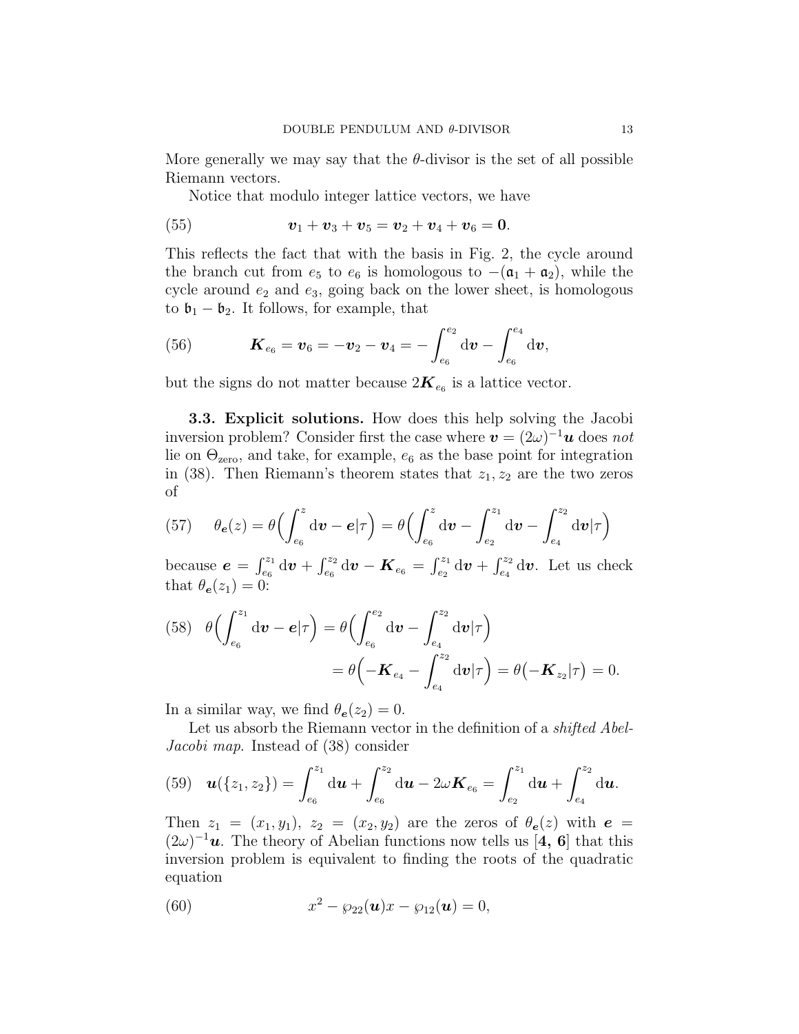More generally we may say that the $\theta$-divisor is the set of all possible Riemann vectors.

Notice that modulo integer lattice vectors, we have

$$\boldsymbol{v}_1 + \boldsymbol{v}_3 + \boldsymbol{v}_5 = \boldsymbol{v}_2 + \boldsymbol{v}_4 + \boldsymbol{v}_6 = \boldsymbol{0}. \tag{55}$$

This reflects the fact that with the basis in Fig. 2, the cycle around the branch cut from $e_5$ to $e_6$ is homologous to $-(\mathfrak{a}_1 + \mathfrak{a}_2)$, while the cycle around $e_2$ and $e_3$, going back on the lower sheet, is homologous to $\mathfrak{b}_1 - \mathfrak{b}_2$. It follows, for example, that

$$\boldsymbol{K}_{e_6} = \boldsymbol{v}_6 = -\boldsymbol{v}_2 - \boldsymbol{v}_4 = -\int_{e_6}^{e_2} \mathrm{d}\boldsymbol{v} - \int_{e_6}^{e_4} \mathrm{d}\boldsymbol{v}, \tag{56}$$

but the signs do not matter because $2\boldsymbol{K}_{e_6}$ is a lattice vector.

**3.3. Explicit solutions.** How does this help solving the Jacobi inversion problem? Consider first the case where $\boldsymbol{v} = (2\omega)^{-1}\boldsymbol{u}$ does *not* lie on $\Theta_{\text{zero}}$, and take, for example, $e_6$ as the base point for integration in (38). Then Riemann's theorem states that $z_1, z_2$ are the two zeros of

$$\theta_{\boldsymbol{e}}(z) = \theta\Big(\int_{e_6}^{z} \mathrm{d}\boldsymbol{v} - \boldsymbol{e}|\tau\Big) = \theta\Big(\int_{e_6}^{z} \mathrm{d}\boldsymbol{v} - \int_{e_2}^{z_1} \mathrm{d}\boldsymbol{v} - \int_{e_4}^{z_2} \mathrm{d}\boldsymbol{v}|\tau\Big) \tag{57}$$

because $\boldsymbol{e} = \int_{e_6}^{z_1} \mathrm{d}\boldsymbol{v} + \int_{e_6}^{z_2} \mathrm{d}\boldsymbol{v} - \boldsymbol{K}_{e_6} = \int_{e_2}^{z_1} \mathrm{d}\boldsymbol{v} + \int_{e_4}^{z_2} \mathrm{d}\boldsymbol{v}$. Let us check that $\theta_{\boldsymbol{e}}(z_1) = 0$:

$$\begin{aligned} \theta\Big(\int_{e_6}^{z_1} \mathrm{d}\boldsymbol{v} - \boldsymbol{e}|\tau\Big) &= \theta\Big(\int_{e_6}^{e_2} \mathrm{d}\boldsymbol{v} - \int_{e_4}^{z_2} \mathrm{d}\boldsymbol{v}|\tau\Big) \\ &= \theta\Big(-\boldsymbol{K}_{e_4} - \int_{e_4}^{z_2} \mathrm{d}\boldsymbol{v}|\tau\Big) = \theta\big(-\boldsymbol{K}_{z_2}|\tau\big) = 0. \end{aligned} \tag{58}$$

In a similar way, we find $\theta_{\boldsymbol{e}}(z_2) = 0$.

Let us absorb the Riemann vector in the definition of a *shifted Abel-Jacobi map*. Instead of (38) consider

$$\boldsymbol{u}(\{z_1, z_2\}) = \int_{e_6}^{z_1} \mathrm{d}\boldsymbol{u} + \int_{e_6}^{z_2} \mathrm{d}\boldsymbol{u} - 2\omega\boldsymbol{K}_{e_6} = \int_{e_2}^{z_1} \mathrm{d}\boldsymbol{u} + \int_{e_4}^{z_2} \mathrm{d}\boldsymbol{u}. \tag{59}$$

Then $z_1 = (x_1, y_1)$, $z_2 = (x_2, y_2)$ are the zeros of $\theta_{\boldsymbol{e}}(z)$ with $\boldsymbol{e} = (2\omega)^{-1}\boldsymbol{u}$. The theory of Abelian functions now tells us [**4, 6**] that this inversion problem is equivalent to finding the roots of the quadratic equation

$$x^2 - \wp_{22}(\boldsymbol{u})x - \wp_{12}(\boldsymbol{u}) = 0, \tag{60}$$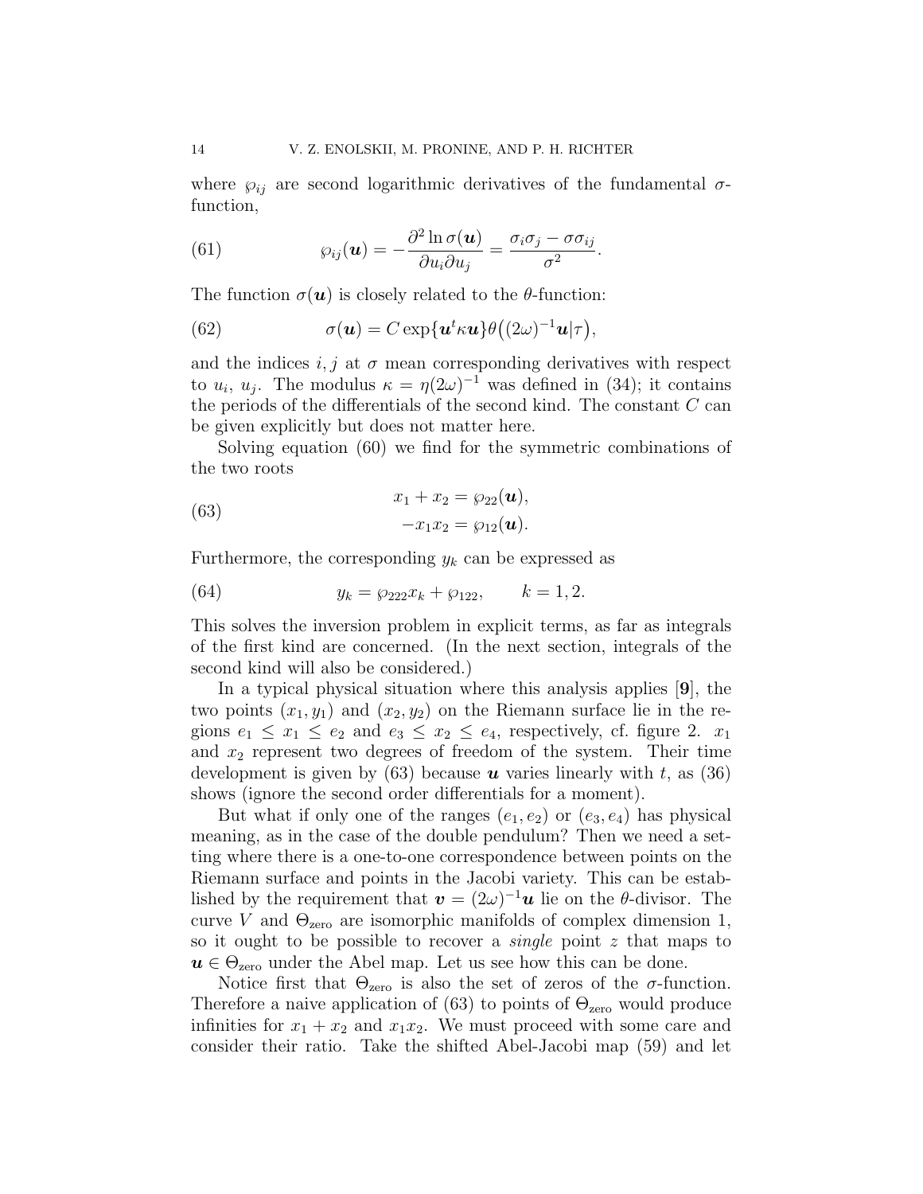where $\wp_{ij}$ are second logarithmic derivatives of the fundamental $\sigma$-function,

$$\wp_{ij}(\boldsymbol{u}) = -\frac{\partial^2 \ln \sigma(\boldsymbol{u})}{\partial u_i \partial u_j} = \frac{\sigma_i \sigma_j - \sigma \sigma_{ij}}{\sigma^2}. \tag{61}$$

The function $\sigma(\boldsymbol{u})$ is closely related to the $\theta$-function:

$$\sigma(\boldsymbol{u}) = C \exp\{\boldsymbol{u}^t \kappa \boldsymbol{u}\} \theta\big((2\omega)^{-1}\boldsymbol{u}|\tau\big), \tag{62}$$

and the indices $i, j$ at $\sigma$ mean corresponding derivatives with respect to $u_i$, $u_j$. The modulus $\kappa = \eta(2\omega)^{-1}$ was defined in (34); it contains the periods of the differentials of the second kind. The constant $C$ can be given explicitly but does not matter here.

Solving equation (60) we find for the symmetric combinations of the two roots

$$\begin{aligned} x_1 + x_2 &= \wp_{22}(\boldsymbol{u}), \\ -x_1 x_2 &= \wp_{12}(\boldsymbol{u}). \end{aligned} \tag{63}$$

Furthermore, the corresponding $y_k$ can be expressed as

$$y_k = \wp_{222} x_k + \wp_{122}, \qquad k = 1, 2. \tag{64}$$

This solves the inversion problem in explicit terms, as far as integrals of the first kind are concerned. (In the next section, integrals of the second kind will also be considered.)

In a typical physical situation where this analysis applies [**9**], the two points $(x_1, y_1)$ and $(x_2, y_2)$ on the Riemann surface lie in the regions $e_1 \leq x_1 \leq e_2$ and $e_3 \leq x_2 \leq e_4$, respectively, cf. figure 2. $x_1$ and $x_2$ represent two degrees of freedom of the system. Their time development is given by (63) because $\boldsymbol{u}$ varies linearly with $t$, as (36) shows (ignore the second order differentials for a moment).

But what if only one of the ranges $(e_1, e_2)$ or $(e_3, e_4)$ has physical meaning, as in the case of the double pendulum? Then we need a setting where there is a one-to-one correspondence between points on the Riemann surface and points in the Jacobi variety. This can be established by the requirement that $\boldsymbol{v} = (2\omega)^{-1}\boldsymbol{u}$ lie on the $\theta$-divisor. The curve $V$ and $\Theta_{\text{zero}}$ are isomorphic manifolds of complex dimension 1, so it ought to be possible to recover a *single* point $z$ that maps to $\boldsymbol{u} \in \Theta_{\text{zero}}$ under the Abel map. Let us see how this can be done.

Notice first that $\Theta_{\text{zero}}$ is also the set of zeros of the $\sigma$-function. Therefore a naive application of (63) to points of $\Theta_{\text{zero}}$ would produce infinities for $x_1 + x_2$ and $x_1 x_2$. We must proceed with some care and consider their ratio. Take the shifted Abel-Jacobi map (59) and let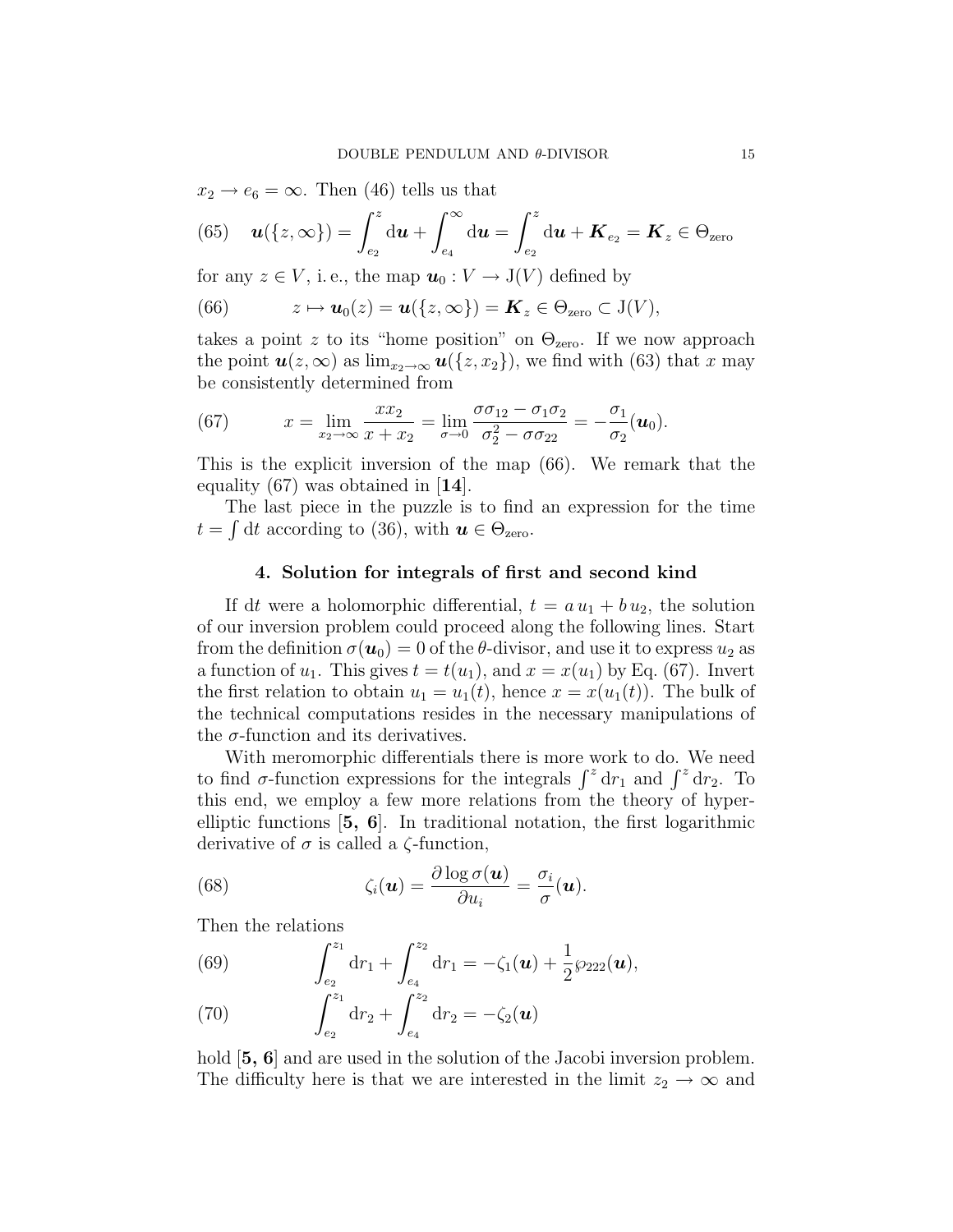$x_2 \to e_6 = \infty$. Then (46) tells us that

$$\boldsymbol{u}(\{z,\infty\}) = \int_{e_2}^{z} \mathrm{d}\boldsymbol{u} + \int_{e_4}^{\infty} \mathrm{d}\boldsymbol{u} = \int_{e_2}^{z} \mathrm{d}\boldsymbol{u} + \boldsymbol{K}_{e_2} = \boldsymbol{K}_z \in \Theta_{\text{zero}} \tag{65}$$

for any $z \in V$, i. e., the map $\boldsymbol{u}_0 : V \to \mathrm{J}(V)$ defined by

$$z \mapsto \boldsymbol{u}_0(z) = \boldsymbol{u}(\{z,\infty\}) = \boldsymbol{K}_z \in \Theta_{\text{zero}} \subset \mathrm{J}(V), \tag{66}$$

takes a point $z$ to its "home position" on $\Theta_{\text{zero}}$. If we now approach the point $\boldsymbol{u}(z,\infty)$ as $\lim_{x_2\to\infty} \boldsymbol{u}(\{z,x_2\})$, we find with (63) that $x$ may be consistently determined from

$$x = \lim_{x_2\to\infty} \frac{x x_2}{x + x_2} = \lim_{\sigma\to 0} \frac{\sigma\sigma_{12} - \sigma_1\sigma_2}{\sigma_2^2 - \sigma\sigma_{22}} = -\frac{\sigma_1}{\sigma_2}(\boldsymbol{u}_0). \tag{67}$$

This is the explicit inversion of the map (66). We remark that the equality (67) was obtained in [**14**].

The last piece in the puzzle is to find an expression for the time $t = \int \mathrm{d}t$ according to (36), with $\boldsymbol{u} \in \Theta_{\text{zero}}$.

## 4. Solution for integrals of first and second kind

If $\mathrm{d}t$ were a holomorphic differential, $t = a\,u_1 + b\,u_2$, the solution of our inversion problem could proceed along the following lines. Start from the definition $\sigma(\boldsymbol{u}_0) = 0$ of the $\theta$-divisor, and use it to express $u_2$ as a function of $u_1$. This gives $t = t(u_1)$, and $x = x(u_1)$ by Eq. (67). Invert the first relation to obtain $u_1 = u_1(t)$, hence $x = x(u_1(t))$. The bulk of the technical computations resides in the necessary manipulations of the $\sigma$-function and its derivatives.

With meromorphic differentials there is more work to do. We need to find $\sigma$-function expressions for the integrals $\int^z \mathrm{d}r_1$ and $\int^z \mathrm{d}r_2$. To this end, we employ a few more relations from the theory of hyperelliptic functions [**5, 6**]. In traditional notation, the first logarithmic derivative of $\sigma$ is called a $\zeta$-function,

$$\zeta_i(\boldsymbol{u}) = \frac{\partial \log \sigma(\boldsymbol{u})}{\partial u_i} = \frac{\sigma_i}{\sigma}(\boldsymbol{u}). \tag{68}$$

Then the relations

$$\int_{e_2}^{z_1} \mathrm{d}r_1 + \int_{e_4}^{z_2} \mathrm{d}r_1 = -\zeta_1(\boldsymbol{u}) + \frac{1}{2}\wp_{222}(\boldsymbol{u}), \tag{69}$$

$$\int_{e_2}^{z_1} \mathrm{d}r_2 + \int_{e_4}^{z_2} \mathrm{d}r_2 = -\zeta_2(\boldsymbol{u}) \tag{70}$$

hold [**5, 6**] and are used in the solution of the Jacobi inversion problem. The difficulty here is that we are interested in the limit $z_2 \to \infty$ and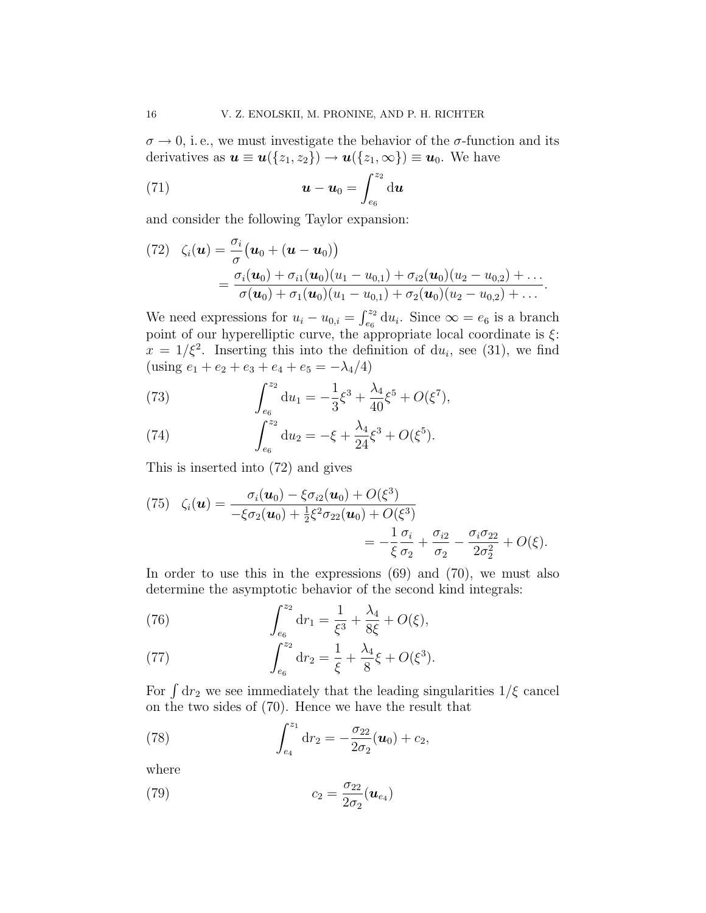$\sigma \to 0$, i. e., we must investigate the behavior of the $\sigma$-function and its derivatives as $\boldsymbol{u} \equiv \boldsymbol{u}(\{z_1, z_2\}) \to \boldsymbol{u}(\{z_1, \infty\}) \equiv \boldsymbol{u}_0$. We have

$$\boldsymbol{u} - \boldsymbol{u}_0 = \int_{e_6}^{z_2} \mathrm{d}\boldsymbol{u} \tag{71}$$

and consider the following Taylor expansion:

$$\begin{aligned}\zeta_i(\boldsymbol{u}) &= \frac{\sigma_i}{\sigma}\big(\boldsymbol{u}_0 + (\boldsymbol{u} - \boldsymbol{u}_0)\big) \\ &= \frac{\sigma_i(\boldsymbol{u}_0) + \sigma_{i1}(\boldsymbol{u}_0)(u_1 - u_{0,1}) + \sigma_{i2}(\boldsymbol{u}_0)(u_2 - u_{0,2}) + \ldots}{\sigma(\boldsymbol{u}_0) + \sigma_1(\boldsymbol{u}_0)(u_1 - u_{0,1}) + \sigma_2(\boldsymbol{u}_0)(u_2 - u_{0,2}) + \ldots}.\end{aligned} \tag{72}$$

We need expressions for $u_i - u_{0,i} = \int_{e_6}^{z_2} \mathrm{d}u_i$. Since $\infty = e_6$ is a branch point of our hyperelliptic curve, the appropriate local coordinate is $\xi$: $x = 1/\xi^2$. Inserting this into the definition of $\mathrm{d}u_i$, see (31), we find (using $e_1 + e_2 + e_3 + e_4 + e_5 = -\lambda_4/4$)

$$\int_{e_6}^{z_2} \mathrm{d}u_1 = -\frac{1}{3}\xi^3 + \frac{\lambda_4}{40}\xi^5 + O(\xi^7), \tag{73}$$

$$\int_{e_6}^{z_2} \mathrm{d}u_2 = -\xi + \frac{\lambda_4}{24}\xi^3 + O(\xi^5). \tag{74}$$

This is inserted into (72) and gives

$$\begin{aligned}\zeta_i(\boldsymbol{u}) &= \frac{\sigma_i(\boldsymbol{u}_0) - \xi\sigma_{i2}(\boldsymbol{u}_0) + O(\xi^3)}{-\xi\sigma_2(\boldsymbol{u}_0) + \frac{1}{2}\xi^2\sigma_{22}(\boldsymbol{u}_0) + O(\xi^3)} \\ &= -\frac{1}{\xi}\frac{\sigma_i}{\sigma_2} + \frac{\sigma_{i2}}{\sigma_2} - \frac{\sigma_i\sigma_{22}}{2\sigma_2^2} + O(\xi).\end{aligned} \tag{75}$$

In order to use this in the expressions (69) and (70), we must also determine the asymptotic behavior of the second kind integrals:

$$\int_{e_6}^{z_2} \mathrm{d}r_1 = \frac{1}{\xi^3} + \frac{\lambda_4}{8\xi} + O(\xi), \tag{76}$$

$$\int_{e_6}^{z_2} \mathrm{d}r_2 = \frac{1}{\xi} + \frac{\lambda_4}{8}\xi + O(\xi^3). \tag{77}$$

For $\int \mathrm{d}r_2$ we see immediately that the leading singularities $1/\xi$ cancel on the two sides of (70). Hence we have the result that

$$\int_{e_4}^{z_1} \mathrm{d}r_2 = -\frac{\sigma_{22}}{2\sigma_2}(\boldsymbol{u}_0) + c_2, \tag{78}$$

where

$$c_2 = \frac{\sigma_{22}}{2\sigma_2}(\boldsymbol{u}_{e_4}) \tag{79}$$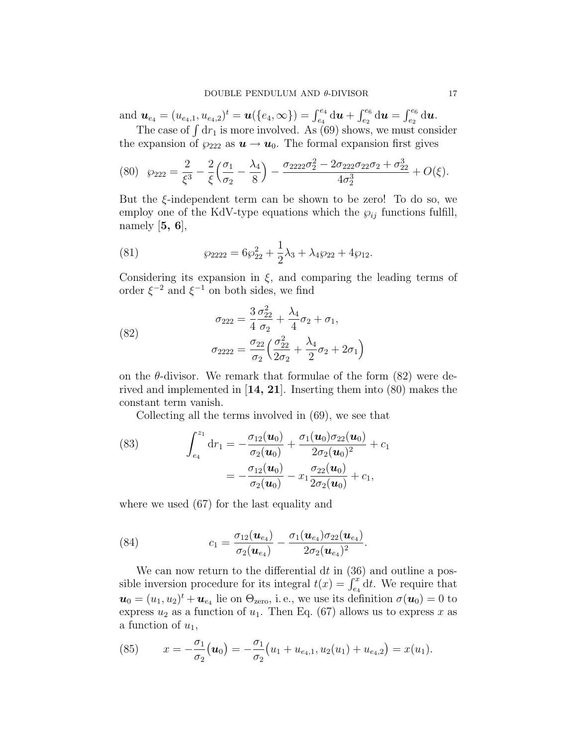and $\boldsymbol{u}_{e_4} = (u_{e_4,1}, u_{e_4,2})^t = \boldsymbol{u}(\{e_4, \infty\}) = \int_{e_4}^{e_4} \mathrm{d}\boldsymbol{u} + \int_{e_2}^{e_6} \mathrm{d}\boldsymbol{u} = \int_{e_2}^{e_6} \mathrm{d}\boldsymbol{u}$.

The case of $\int \mathrm{d}r_1$ is more involved. As (69) shows, we must consider the expansion of $\wp_{222}$ as $\boldsymbol{u} \to \boldsymbol{u}_0$. The formal expansion first gives

$$\wp_{222} = \frac{2}{\xi^3} - \frac{2}{\xi}\Big(\frac{\sigma_1}{\sigma_2} - \frac{\lambda_4}{8}\Big) - \frac{\sigma_{2222}\sigma_2^2 - 2\sigma_{222}\sigma_{22}\sigma_2 + \sigma_{22}^3}{4\sigma_2^3} + O(\xi). \tag{80}$$

But the $\xi$-independent term can be shown to be zero! To do so, we employ one of the KdV-type equations which the $\wp_{ij}$ functions fulfill, namely [**5, 6**],

$$\wp_{2222} = 6\wp_{22}^2 + \frac{1}{2}\lambda_3 + \lambda_4\wp_{22} + 4\wp_{12}. \tag{81}$$

Considering its expansion in $\xi$, and comparing the leading terms of order $\xi^{-2}$ and $\xi^{-1}$ on both sides, we find

$$\begin{aligned} \sigma_{222} &= \frac{3}{4}\frac{\sigma_{22}^2}{\sigma_2} + \frac{\lambda_4}{4}\sigma_2 + \sigma_1, \\ \sigma_{2222} &= \frac{\sigma_{22}}{\sigma_2}\Big(\frac{\sigma_{22}^2}{2\sigma_2} + \frac{\lambda_4}{2}\sigma_2 + 2\sigma_1\Big) \end{aligned} \tag{82}$$

on the $\theta$-divisor. We remark that formulae of the form (82) were derived and implemented in [**14, 21**]. Inserting them into (80) makes the constant term vanish.

Collecting all the terms involved in (69), we see that

$$\begin{aligned} \int_{e_4}^{z_1} \mathrm{d}r_1 &= -\frac{\sigma_{12}(\boldsymbol{u}_0)}{\sigma_2(\boldsymbol{u}_0)} + \frac{\sigma_1(\boldsymbol{u}_0)\sigma_{22}(\boldsymbol{u}_0)}{2\sigma_2(\boldsymbol{u}_0)^2} + c_1 \\ &= -\frac{\sigma_{12}(\boldsymbol{u}_0)}{\sigma_2(\boldsymbol{u}_0)} - x_1\frac{\sigma_{22}(\boldsymbol{u}_0)}{2\sigma_2(\boldsymbol{u}_0)} + c_1, \end{aligned} \tag{83}$$

where we used (67) for the last equality and

$$c_1 = \frac{\sigma_{12}(\boldsymbol{u}_{e_4})}{\sigma_2(\boldsymbol{u}_{e_4})} - \frac{\sigma_1(\boldsymbol{u}_{e_4})\sigma_{22}(\boldsymbol{u}_{e_4})}{2\sigma_2(\boldsymbol{u}_{e_4})^2}. \tag{84}$$

We can now return to the differential $\mathrm{d}t$ in (36) and outline a possible inversion procedure for its integral $t(x) = \int_{e_4}^{x} \mathrm{d}t$. We require that $\boldsymbol{u}_0 = (u_1, u_2)^t + \boldsymbol{u}_{e_4}$ lie on $\Theta_{\mathrm{zero}}$, i. e., we use its definition $\sigma(\boldsymbol{u}_0) = 0$ to express $u_2$ as a function of $u_1$. Then Eq. (67) allows us to express $x$ as a function of $u_1$,

$$x = -\frac{\sigma_1}{\sigma_2}\big(\boldsymbol{u}_0\big) = -\frac{\sigma_1}{\sigma_2}\big(u_1 + u_{e_4,1}, u_2(u_1) + u_{e_4,2}\big) = x(u_1). \tag{85}$$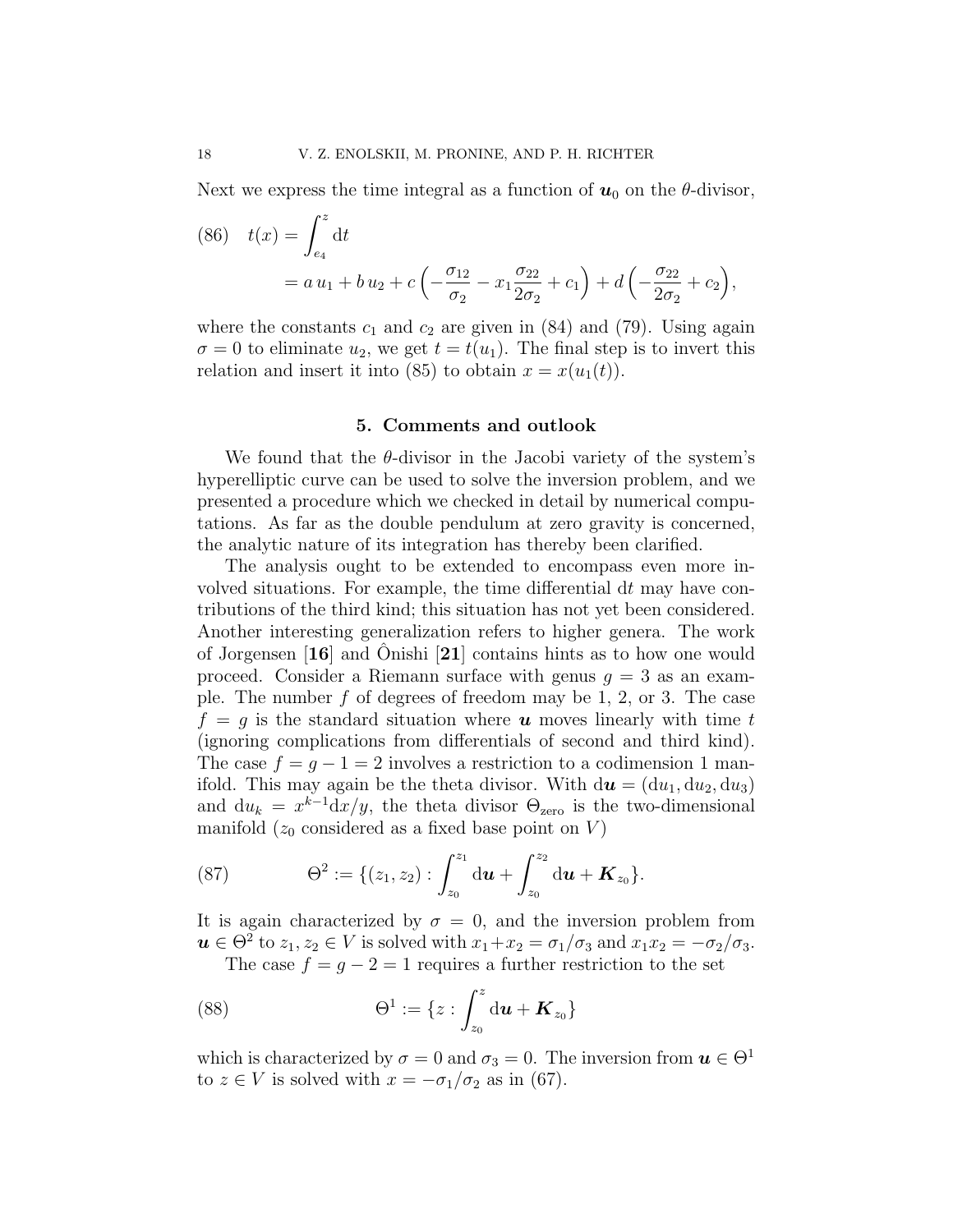Next we express the time integral as a function of $\boldsymbol{u}_0$ on the $\theta$-divisor,

$$
\begin{aligned}
(86)\quad t(x) &= \int_{e_4}^{z} \mathrm{d}t \\
&= a\, u_1 + b\, u_2 + c\left(-\frac{\sigma_{12}}{\sigma_2} - x_1\frac{\sigma_{22}}{2\sigma_2} + c_1\right) + d\left(-\frac{\sigma_{22}}{2\sigma_2} + c_2\right),
\end{aligned}
$$

where the constants $c_1$ and $c_2$ are given in (84) and (79). Using again $\sigma = 0$ to eliminate $u_2$, we get $t = t(u_1)$. The final step is to invert this relation and insert it into (85) to obtain $x = x(u_1(t))$.

## 5. Comments and outlook

We found that the $\theta$-divisor in the Jacobi variety of the system's hyperelliptic curve can be used to solve the inversion problem, and we presented a procedure which we checked in detail by numerical computations. As far as the double pendulum at zero gravity is concerned, the analytic nature of its integration has thereby been clarified.

The analysis ought to be extended to encompass even more involved situations. For example, the time differential $\mathrm{d}t$ may have contributions of the third kind; this situation has not yet been considered. Another interesting generalization refers to higher genera. The work of Jorgensen [**16**] and Ônishi [**21**] contains hints as to how one would proceed. Consider a Riemann surface with genus $g = 3$ as an example. The number $f$ of degrees of freedom may be 1, 2, or 3. The case $f = g$ is the standard situation where $\boldsymbol{u}$ moves linearly with time $t$ (ignoring complications from differentials of second and third kind). The case $f = g - 1 = 2$ involves a restriction to a codimension 1 manifold. This may again be the theta divisor. With $\mathrm{d}\boldsymbol{u} = (\mathrm{d}u_1, \mathrm{d}u_2, \mathrm{d}u_3)$ and $\mathrm{d}u_k = x^{k-1}\mathrm{d}x/y$, the theta divisor $\Theta_{\mathrm{zero}}$ is the two-dimensional manifold ($z_0$ considered as a fixed base point on $V$)

$$
(87)\qquad \Theta^2 := \{(z_1, z_2) : \int_{z_0}^{z_1} \mathrm{d}\boldsymbol{u} + \int_{z_0}^{z_2} \mathrm{d}\boldsymbol{u} + \boldsymbol{K}_{z_0}\}.
$$

It is again characterized by $\sigma = 0$, and the inversion problem from $\boldsymbol{u} \in \Theta^2$ to $z_1, z_2 \in V$ is solved with $x_1 + x_2 = \sigma_1/\sigma_3$ and $x_1 x_2 = -\sigma_2/\sigma_3$.

The case $f = g - 2 = 1$ requires a further restriction to the set

$$
(88)\qquad \Theta^1 := \{z : \int_{z_0}^{z} \mathrm{d}\boldsymbol{u} + \boldsymbol{K}_{z_0}\}
$$

which is characterized by $\sigma = 0$ and $\sigma_3 = 0$. The inversion from $\boldsymbol{u} \in \Theta^1$ to $z \in V$ is solved with $x = -\sigma_1/\sigma_2$ as in (67).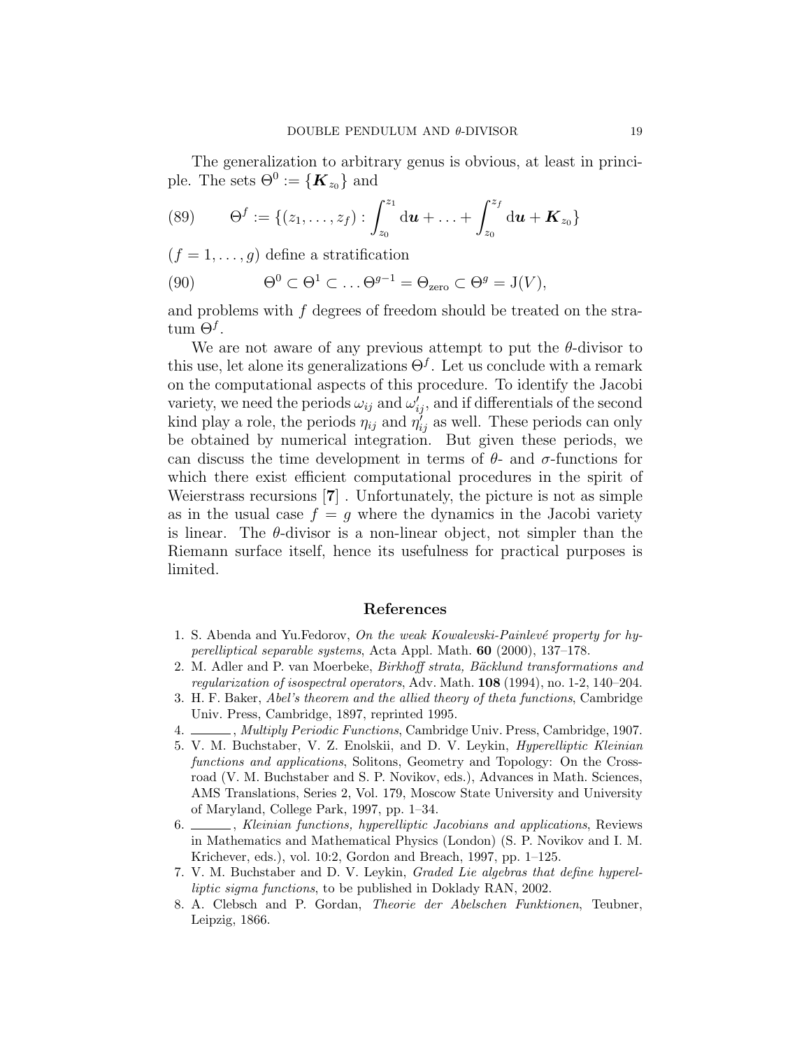The generalization to arbitrary genus is obvious, at least in principle. The sets $\Theta^0 := \{\boldsymbol{K}_{z_0}\}$ and

$$\Theta^f := \{(z_1, \ldots, z_f) : \int_{z_0}^{z_1} \mathrm{d}\boldsymbol{u} + \ldots + \int_{z_0}^{z_f} \mathrm{d}\boldsymbol{u} + \boldsymbol{K}_{z_0}\} \tag{89}$$

$(f = 1, \ldots, g)$ define a stratification

$$\Theta^0 \subset \Theta^1 \subset \ldots \Theta^{g-1} = \Theta_{\text{zero}} \subset \Theta^g = \mathrm{J}(V), \tag{90}$$

and problems with $f$ degrees of freedom should be treated on the stratum $\Theta^f$.

We are not aware of any previous attempt to put the $\theta$-divisor to this use, let alone its generalizations $\Theta^f$. Let us conclude with a remark on the computational aspects of this procedure. To identify the Jacobi variety, we need the periods $\omega_{ij}$ and $\omega'_{ij}$, and if differentials of the second kind play a role, the periods $\eta_{ij}$ and $\eta'_{ij}$ as well. These periods can only be obtained by numerical integration. But given these periods, we can discuss the time development in terms of $\theta$- and $\sigma$-functions for which there exist efficient computational procedures in the spirit of Weierstrass recursions [**7**] . Unfortunately, the picture is not as simple as in the usual case $f = g$ where the dynamics in the Jacobi variety is linear. The $\theta$-divisor is a non-linear object, not simpler than the Riemann surface itself, hence its usefulness for practical purposes is limited.

## References

1. S. Abenda and Yu.Fedorov, *On the weak Kowalevski-Painlevé property for hyperelliptical separable systems*, Acta Appl. Math. **60** (2000), 137–178.
2. M. Adler and P. van Moerbeke, *Birkhoff strata, Bäcklund transformations and regularization of isospectral operators*, Adv. Math. **108** (1994), no. 1-2, 140–204.
3. H. F. Baker, *Abel's theorem and the allied theory of theta functions*, Cambridge Univ. Press, Cambridge, 1897, reprinted 1995.
4. ______, *Multiply Periodic Functions*, Cambridge Univ. Press, Cambridge, 1907.
5. V. M. Buchstaber, V. Z. Enolskii, and D. V. Leykin, *Hyperelliptic Kleinian functions and applications*, Solitons, Geometry and Topology: On the Crossroad (V. M. Buchstaber and S. P. Novikov, eds.), Advances in Math. Sciences, AMS Translations, Series 2, Vol. 179, Moscow State University and University of Maryland, College Park, 1997, pp. 1–34.
6. ______, *Kleinian functions, hyperelliptic Jacobians and applications*, Reviews in Mathematics and Mathematical Physics (London) (S. P. Novikov and I. M. Krichever, eds.), vol. 10:2, Gordon and Breach, 1997, pp. 1–125.
7. V. M. Buchstaber and D. V. Leykin, *Graded Lie algebras that define hyperelliptic sigma functions*, to be published in Doklady RAN, 2002.
8. A. Clebsch and P. Gordan, *Theorie der Abelschen Funktionen*, Teubner, Leipzig, 1866.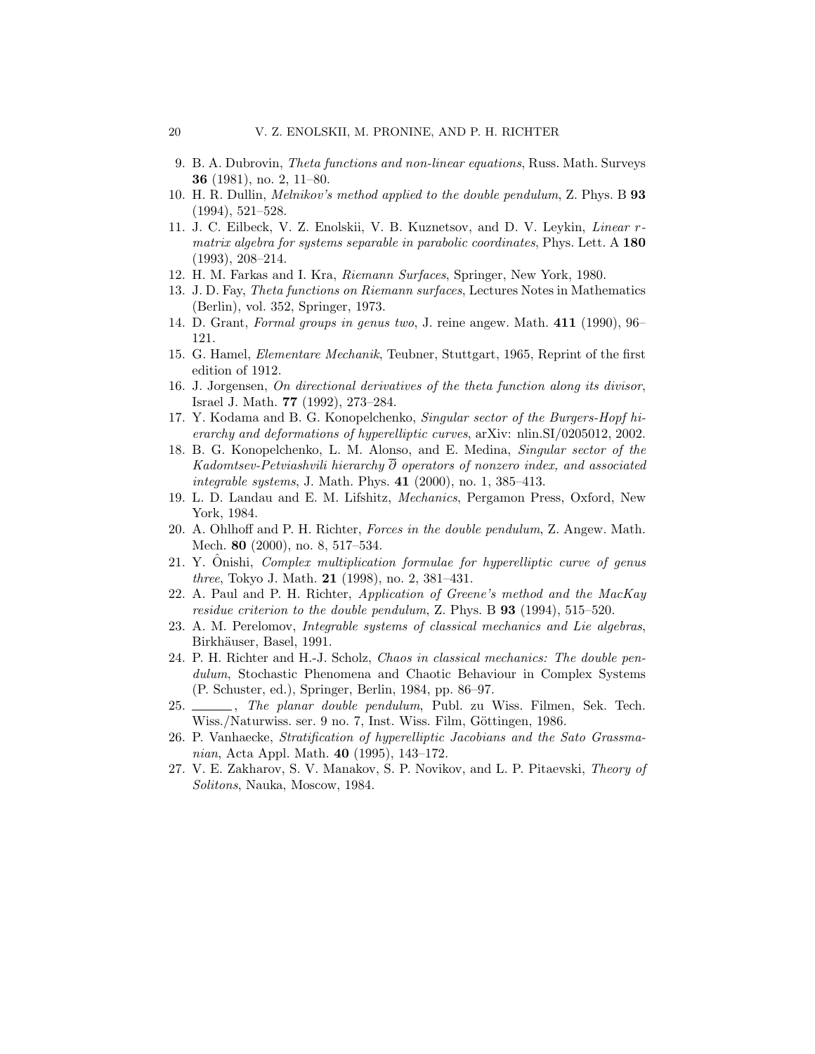9. B. A. Dubrovin, *Theta functions and non-linear equations*, Russ. Math. Surveys **36** (1981), no. 2, 11–80.
10. H. R. Dullin, *Melnikov's method applied to the double pendulum*, Z. Phys. B **93** (1994), 521–528.
11. J. C. Eilbeck, V. Z. Enolskii, V. B. Kuznetsov, and D. V. Leykin, *Linear r-matrix algebra for systems separable in parabolic coordinates*, Phys. Lett. A **180** (1993), 208–214.
12. H. M. Farkas and I. Kra, *Riemann Surfaces*, Springer, New York, 1980.
13. J. D. Fay, *Theta functions on Riemann surfaces*, Lectures Notes in Mathematics (Berlin), vol. 352, Springer, 1973.
14. D. Grant, *Formal groups in genus two*, J. reine angew. Math. **411** (1990), 96–121.
15. G. Hamel, *Elementare Mechanik*, Teubner, Stuttgart, 1965, Reprint of the first edition of 1912.
16. J. Jorgensen, *On directional derivatives of the theta function along its divisor*, Israel J. Math. **77** (1992), 273–284.
17. Y. Kodama and B. G. Konopelchenko, *Singular sector of the Burgers-Hopf hierarchy and deformations of hyperelliptic curves*, arXiv: nlin.SI/0205012, 2002.
18. B. G. Konopelchenko, L. M. Alonso, and E. Medina, *Singular sector of the Kadomtsev-Petviashvili hierarchy $\overline{\partial}$ operators of nonzero index, and associated integrable systems*, J. Math. Phys. **41** (2000), no. 1, 385–413.
19. L. D. Landau and E. M. Lifshitz, *Mechanics*, Pergamon Press, Oxford, New York, 1984.
20. A. Ohlhoff and P. H. Richter, *Forces in the double pendulum*, Z. Angew. Math. Mech. **80** (2000), no. 8, 517–534.
21. Y. Ônishi, *Complex multiplication formulae for hyperelliptic curve of genus three*, Tokyo J. Math. **21** (1998), no. 2, 381–431.
22. A. Paul and P. H. Richter, *Application of Greene's method and the MacKay residue criterion to the double pendulum*, Z. Phys. B **93** (1994), 515–520.
23. A. M. Perelomov, *Integrable systems of classical mechanics and Lie algebras*, Birkhäuser, Basel, 1991.
24. P. H. Richter and H.-J. Scholz, *Chaos in classical mechanics: The double pendulum*, Stochastic Phenomena and Chaotic Behaviour in Complex Systems (P. Schuster, ed.), Springer, Berlin, 1984, pp. 86–97.
25. ______, *The planar double pendulum*, Publ. zu Wiss. Filmen, Sek. Tech. Wiss./Naturwiss. ser. 9 no. 7, Inst. Wiss. Film, Göttingen, 1986.
26. P. Vanhaecke, *Stratification of hyperelliptic Jacobians and the Sato Grassmanian*, Acta Appl. Math. **40** (1995), 143–172.
27. V. E. Zakharov, S. V. Manakov, S. P. Novikov, and L. P. Pitaevski, *Theory of Solitons*, Nauka, Moscow, 1984.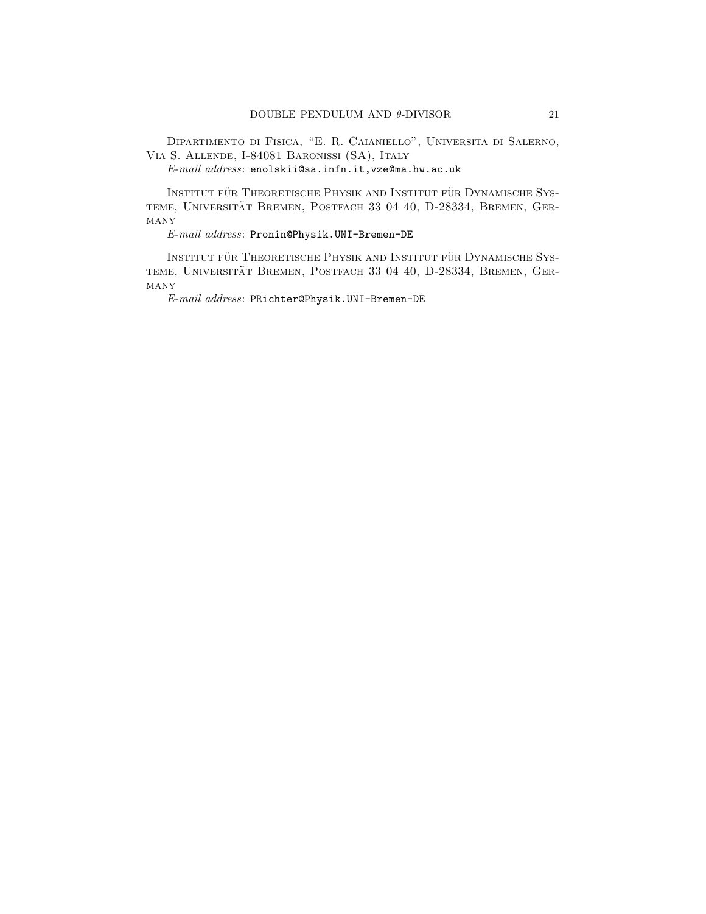Dipartimento di Fisica, "E. R. Caianiello", Universita di Salerno, Via S. Allende, I-84081 Baronissi (SA), Italy

*E-mail address*: enolskii@sa.infn.it,vze@ma.hw.ac.uk

Institut für Theoretische Physik and Institut für Dynamische Systeme, Universität Bremen, Postfach 33 04 40, D-28334, Bremen, Germany

*E-mail address*: Pronin@Physik.UNI-Bremen-DE

Institut für Theoretische Physik and Institut für Dynamische Systeme, Universität Bremen, Postfach 33 04 40, D-28334, Bremen, Germany

*E-mail address*: PRichter@Physik.UNI-Bremen-DE